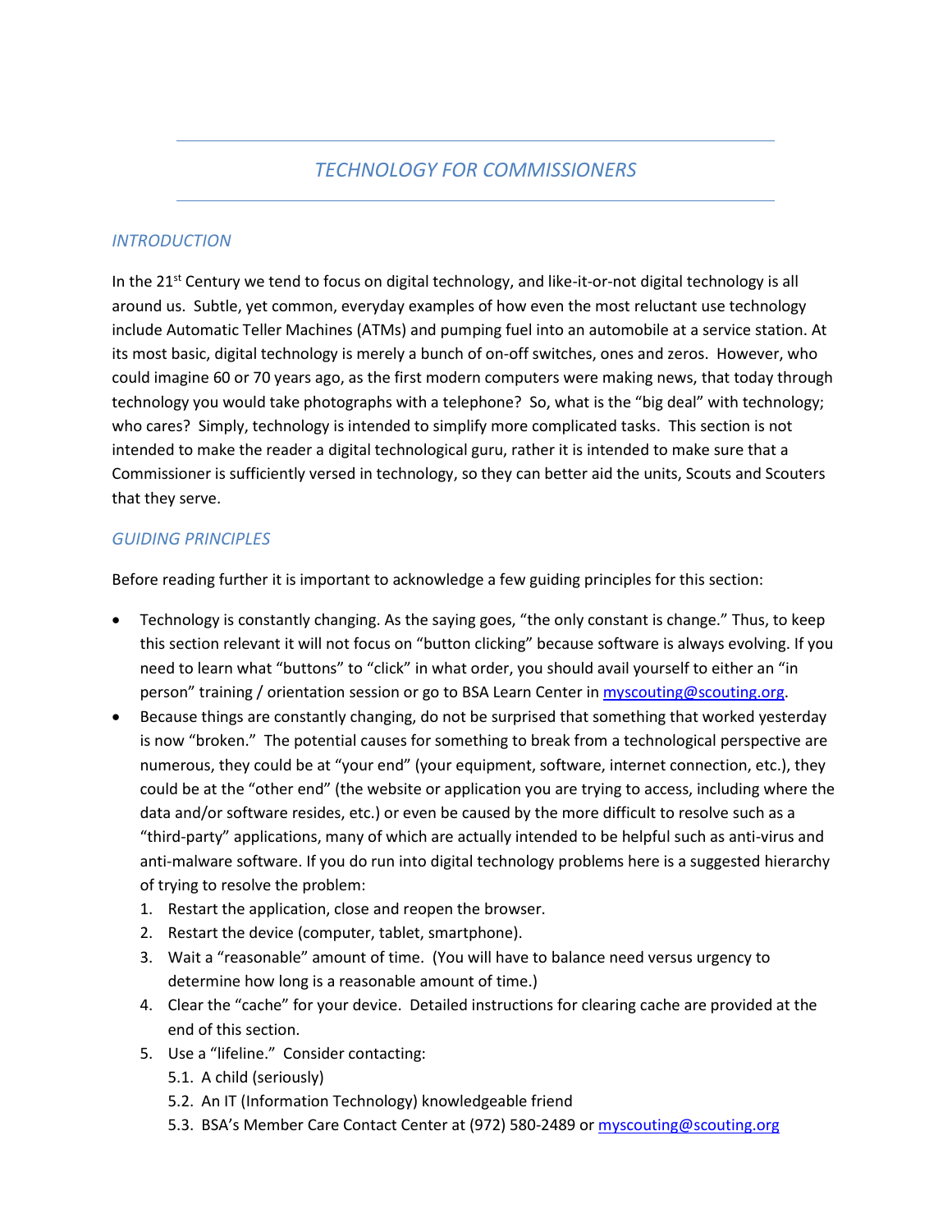# TECHNOLOGY FOR COMMISSIONERS

## INTRODUCTION

In the 21st Century we tend to focus on digital technology, and like-it-or-not digital technology is all around us. Subtle, yet common, everyday examples of how even the most reluctant use technology include Automatic Teller Machines (ATMs) and pumping fuel into an automobile at a service station. At its most basic, digital technology is merely a bunch of on-off switches, ones and zeros. However, who could imagine 60 or 70 years ago, as the first modern computers were making news, that today through technology you would take photographs with a telephone? So, what is the "big deal" with technology; who cares? Simply, technology is intended to simplify more complicated tasks. This section is not intended to make the reader a digital technological guru, rather it is intended to make sure that a Commissioner is sufficiently versed in technology, so they can better aid the units, Scouts and Scouters that they serve.

## GUIDING PRINCIPLES

Before reading further it is important to acknowledge a few guiding principles for this section:

- Technology is constantly changing. As the saying goes, "the only constant is change." Thus, to keep this section relevant it will not focus on "button clicking" because software is always evolving. If you need to learn what "buttons" to "click" in what order, you should avail yourself to either an "in person" training / orientation session or go to BSA Learn Center in myscouting@scouting.org.
- Because things are constantly changing, do not be surprised that something that worked yesterday is now "broken." The potential causes for something to break from a technological perspective are numerous, they could be at "your end" (your equipment, software, internet connection, etc.), they could be at the "other end" (the website or application you are trying to access, including where the data and/or software resides, etc.) or even be caused by the more difficult to resolve such as a "third-party" applications, many of which are actually intended to be helpful such as anti-virus and anti-malware software. If you do run into digital technology problems here is a suggested hierarchy of trying to resolve the problem:
  1. Restart the application, close and reopen the browser.
  2. Restart the device (computer, tablet, smartphone).
  3. Wait a "reasonable" amount of time. (You will have to balance need versus urgency to determine how long is a reasonable amount of time.)
  4. Clear the "cache" for your device. Detailed instructions for clearing cache are provided at the end of this section.
  5. Use a "lifeline." Consider contacting:
     - 5.1. A child (seriously)
     - 5.2. An IT (Information Technology) knowledgeable friend
     - 5.3. BSA's Member Care Contact Center at (972) 580-2489 or myscouting@scouting.org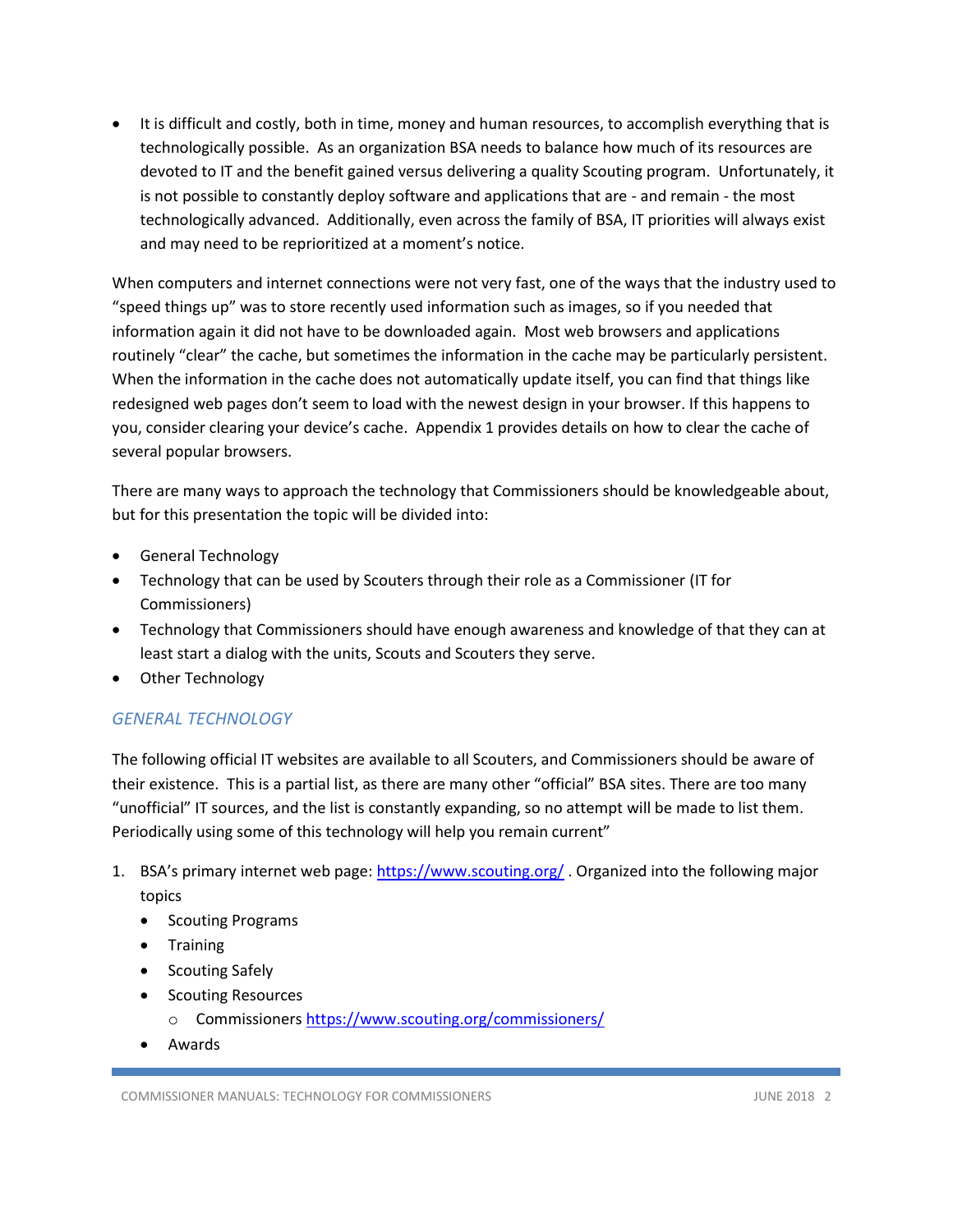- It is difficult and costly, both in time, money and human resources, to accomplish everything that is technologically possible. As an organization BSA needs to balance how much of its resources are devoted to IT and the benefit gained versus delivering a quality Scouting program. Unfortunately, it is not possible to constantly deploy software and applications that are - and remain - the most technologically advanced. Additionally, even across the family of BSA, IT priorities will always exist and may need to be reprioritized at a moment's notice.

When computers and internet connections were not very fast, one of the ways that the industry used to "speed things up" was to store recently used information such as images, so if you needed that information again it did not have to be downloaded again. Most web browsers and applications routinely "clear" the cache, but sometimes the information in the cache may be particularly persistent. When the information in the cache does not automatically update itself, you can find that things like redesigned web pages don't seem to load with the newest design in your browser. If this happens to you, consider clearing your device's cache. Appendix 1 provides details on how to clear the cache of several popular browsers.

There are many ways to approach the technology that Commissioners should be knowledgeable about, but for this presentation the topic will be divided into:

- General Technology
- Technology that can be used by Scouters through their role as a Commissioner (IT for Commissioners)
- Technology that Commissioners should have enough awareness and knowledge of that they can at least start a dialog with the units, Scouts and Scouters they serve.
- Other Technology

## *GENERAL TECHNOLOGY*

The following official IT websites are available to all Scouters, and Commissioners should be aware of their existence. This is a partial list, as there are many other "official" BSA sites. There are too many "unofficial" IT sources, and the list is constantly expanding, so no attempt will be made to list them. Periodically using some of this technology will help you remain current"

1. BSA's primary internet web page: https://www.scouting.org/ . Organized into the following major topics
   - Scouting Programs
   - Training
   - Scouting Safely
   - Scouting Resources
     - Commissioners https://www.scouting.org/commissioners/
   - Awards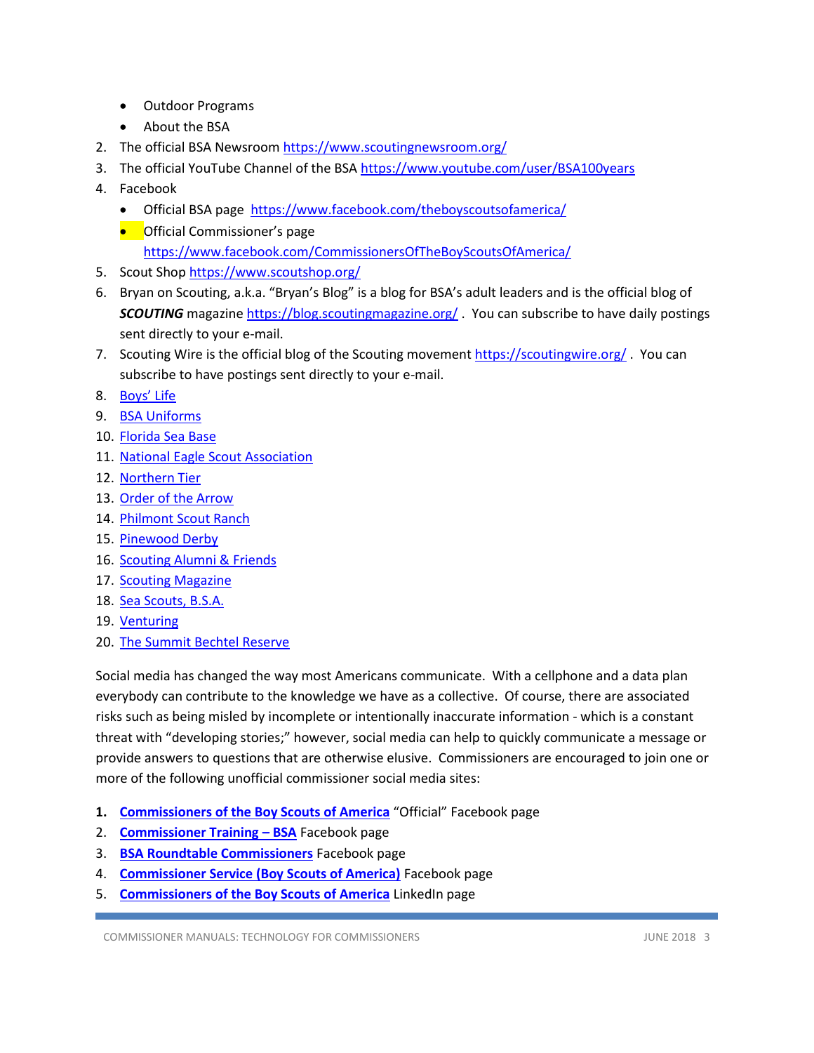- Outdoor Programs
- About the BSA

2. The official BSA Newsroom https://www.scoutingnewsroom.org/
3. The official YouTube Channel of the BSA https://www.youtube.com/user/BSA100years
4. Facebook
   - Official BSA page https://www.facebook.com/theboyscoutsofamerica/
   - Official Commissioner's page https://www.facebook.com/CommissionersOfTheBoyScoutsOfAmerica/
5. Scout Shop https://www.scoutshop.org/
6. Bryan on Scouting, a.k.a. "Bryan's Blog" is a blog for BSA's adult leaders and is the official blog of ***SCOUTING*** magazine https://blog.scoutingmagazine.org/ . You can subscribe to have daily postings sent directly to your e-mail.
7. Scouting Wire is the official blog of the Scouting movement https://scoutingwire.org/ . You can subscribe to have postings sent directly to your e-mail.
8. Boys' Life
9. BSA Uniforms
10. Florida Sea Base
11. National Eagle Scout Association
12. Northern Tier
13. Order of the Arrow
14. Philmont Scout Ranch
15. Pinewood Derby
16. Scouting Alumni & Friends
17. Scouting Magazine
18. Sea Scouts, B.S.A.
19. Venturing
20. The Summit Bechtel Reserve

Social media has changed the way most Americans communicate. With a cellphone and a data plan everybody can contribute to the knowledge we have as a collective. Of course, there are associated risks such as being misled by incomplete or intentionally inaccurate information - which is a constant threat with "developing stories;" however, social media can help to quickly communicate a message or provide answers to questions that are otherwise elusive. Commissioners are encouraged to join one or more of the following unofficial commissioner social media sites:

1. **Commissioners of the Boy Scouts of America** "Official" Facebook page
2. **Commissioner Training – BSA** Facebook page
3. **BSA Roundtable Commissioners** Facebook page
4. **Commissioner Service (Boy Scouts of America)** Facebook page
5. **Commissioners of the Boy Scouts of America** LinkedIn page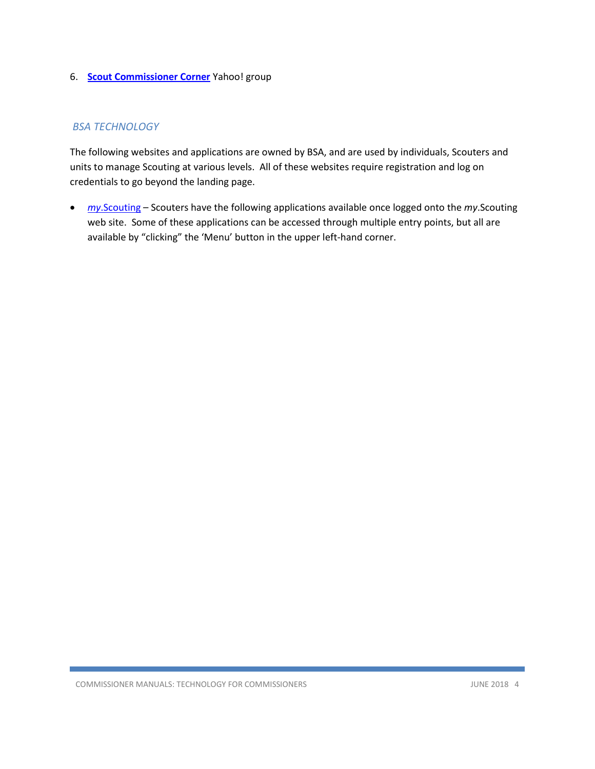6. **Scout Commissioner Corner** Yahoo! group

### *BSA TECHNOLOGY*

The following websites and applications are owned by BSA, and are used by individuals, Scouters and units to manage Scouting at various levels. All of these websites require registration and log on credentials to go beyond the landing page.

- *my*.Scouting – Scouters have the following applications available once logged onto the *my*.Scouting web site. Some of these applications can be accessed through multiple entry points, but all are available by "clicking" the 'Menu' button in the upper left-hand corner.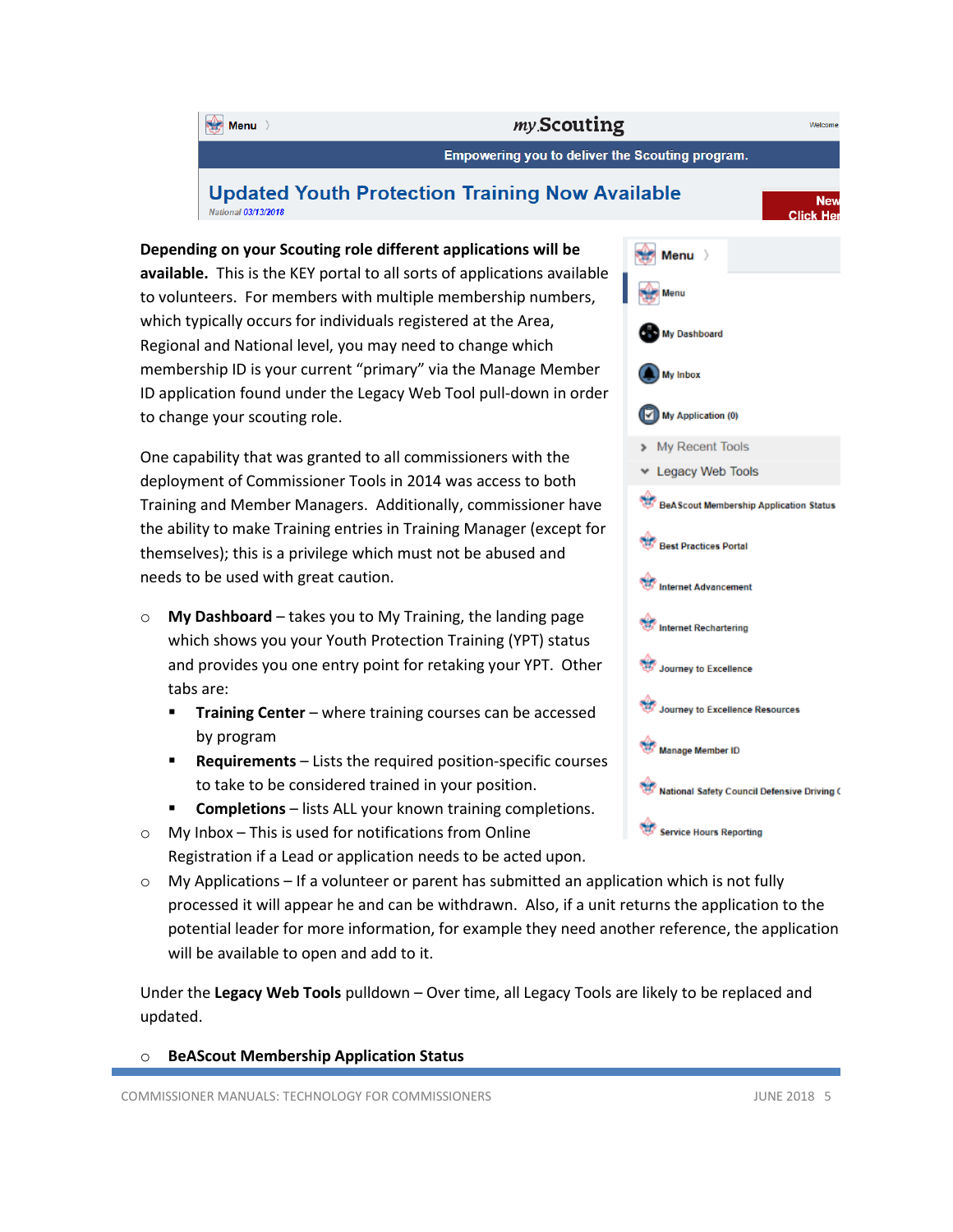**Depending on your Scouting role different applications will be available.** This is the KEY portal to all sorts of applications available to volunteers. For members with multiple membership numbers, which typically occurs for individuals registered at the Area, Regional and National level, you may need to change which membership ID is your current "primary" via the Manage Member ID application found under the Legacy Web Tool pull-down in order to change your scouting role.

One capability that was granted to all commissioners with the deployment of Commissioner Tools in 2014 was access to both Training and Member Managers. Additionally, commissioner have the ability to make Training entries in Training Manager (except for themselves); this is a privilege which must not be abused and needs to be used with great caution.

- **My Dashboard** – takes you to My Training, the landing page which shows you your Youth Protection Training (YPT) status and provides you one entry point for retaking your YPT. Other tabs are:
  - **Training Center** – where training courses can be accessed by program
  - **Requirements** – Lists the required position-specific courses to take to be considered trained in your position.
  - **Completions** – lists ALL your known training completions.
- My Inbox – This is used for notifications from Online Registration if a Lead or application needs to be acted upon.
- My Applications – If a volunteer or parent has submitted an application which is not fully processed it will appear he and can be withdrawn. Also, if a unit returns the application to the potential leader for more information, for example they need another reference, the application will be available to open and add to it.

Under the **Legacy Web Tools** pulldown – Over time, all Legacy Tools are likely to be replaced and updated.

- **BeAScout Membership Application Status**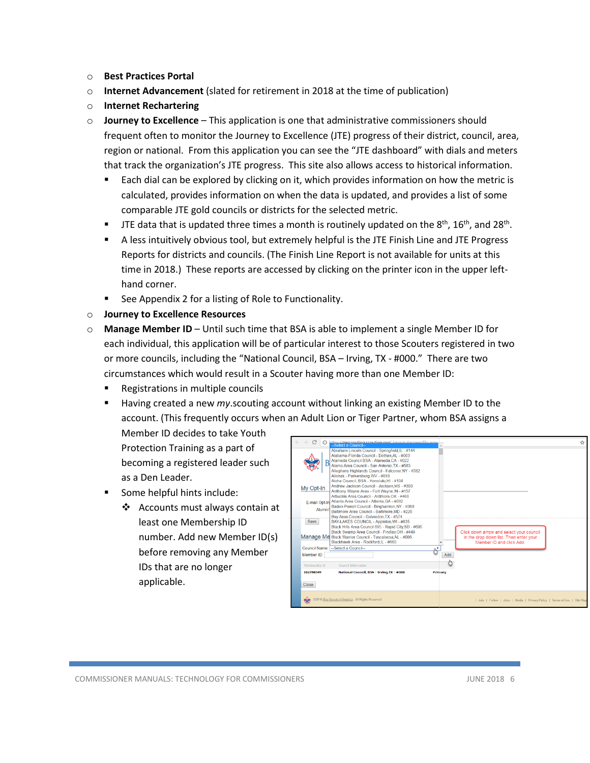- **Best Practices Portal**
- **Internet Advancement** (slated for retirement in 2018 at the time of publication)
- **Internet Rechartering**
- **Journey to Excellence** – This application is one that administrative commissioners should frequent often to monitor the Journey to Excellence (JTE) progress of their district, council, area, region or national. From this application you can see the "JTE dashboard" with dials and meters that track the organization's JTE progress. This site also allows access to historical information.
  - Each dial can be explored by clicking on it, which provides information on how the metric is calculated, provides information on when the data is updated, and provides a list of some comparable JTE gold councils or districts for the selected metric.
  - JTE data that is updated three times a month is routinely updated on the 8th, 16th, and 28th.
  - A less intuitively obvious tool, but extremely helpful is the JTE Finish Line and JTE Progress Reports for districts and councils. (The Finish Line Report is not available for units at this time in 2018.) These reports are accessed by clicking on the printer icon in the upper left-hand corner.
  - See Appendix 2 for a listing of Role to Functionality.
- **Journey to Excellence Resources**
- **Manage Member ID** – Until such time that BSA is able to implement a single Member ID for each individual, this application will be of particular interest to those Scouters registered in two or more councils, including the "National Council, BSA – Irving, TX - #000." There are two circumstances which would result in a Scouter having more than one Member ID:
  - Registrations in multiple councils
  - Having created a new *my*.scouting account without linking an existing Member ID to the account. (This frequently occurs when an Adult Lion or Tiger Partner, whom BSA assigns a Member ID decides to take Youth Protection Training as a part of becoming a registered leader such as a Den Leader.
  - Some helpful hints include:
    - Accounts must always contain at least one Membership ID number. Add new Member ID(s) before removing any Member IDs that are no longer applicable.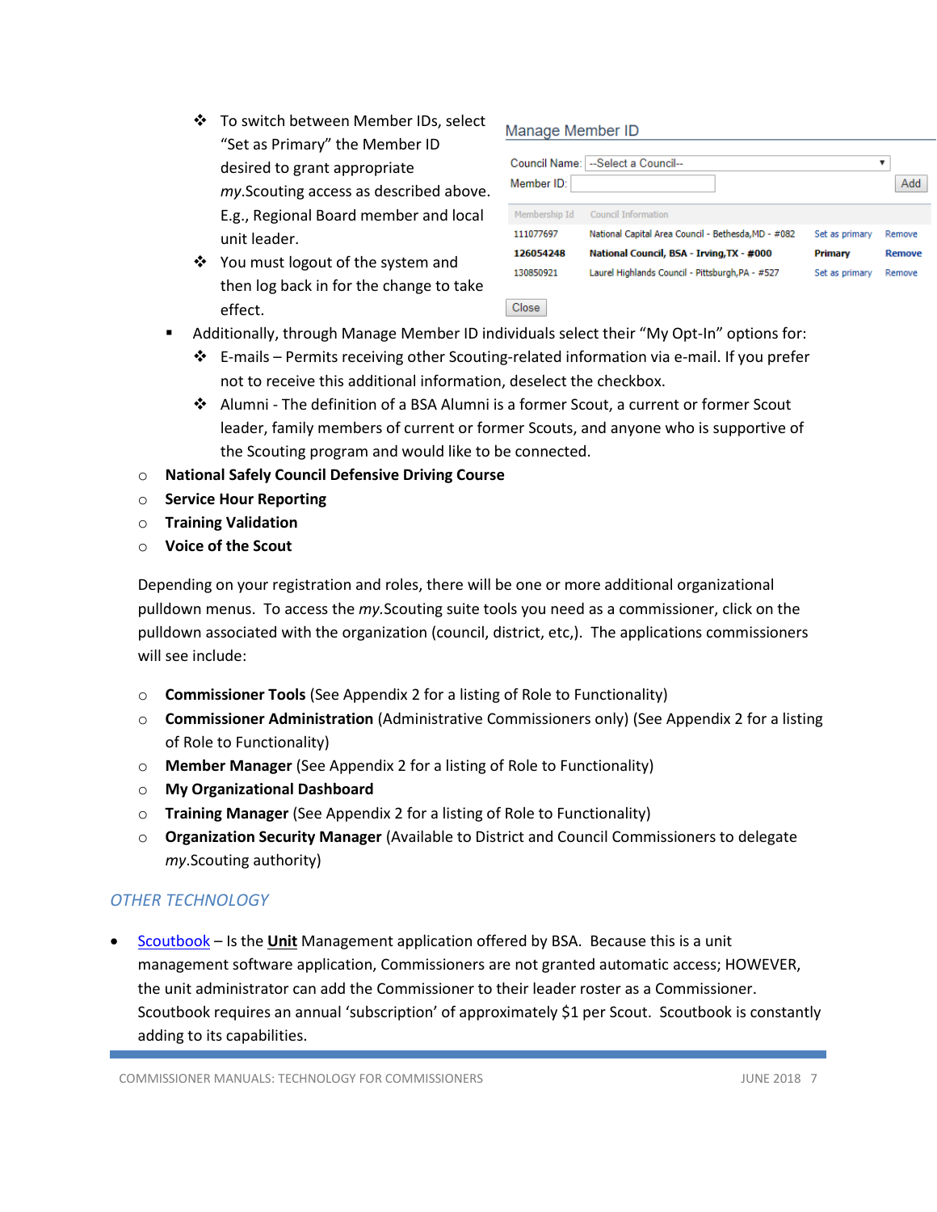- To switch between Member IDs, select "Set as Primary" the Member ID desired to grant appropriate *my*.Scouting access as described above. E.g., Regional Board member and local unit leader.
- You must logout of the system and then log back in for the change to take effect.

Manage Member ID

Council Name: --Select a Council--

Member ID: [ ] Add

| Membership Id | Council Information | | |
|---|---|---|---|
| 111077697 | National Capital Area Council - Bethesda,MD - #082 | Set as primary | Remove |
| **126054248** | **National Council, BSA - Irving,TX - #000** | **Primary** | **Remove** |
| 130850921 | Laurel Highlands Council - Pittsburgh,PA - #527 | Set as primary | Remove |

Close

- Additionally, through Manage Member ID individuals select their "My Opt-In" options for:
  - E-mails – Permits receiving other Scouting-related information via e-mail. If you prefer not to receive this additional information, deselect the checkbox.
  - Alumni - The definition of a BSA Alumni is a former Scout, a current or former Scout leader, family members of current or former Scouts, and anyone who is supportive of the Scouting program and would like to be connected.

- **National Safely Council Defensive Driving Course**
- **Service Hour Reporting**
- **Training Validation**
- **Voice of the Scout**

Depending on your registration and roles, there will be one or more additional organizational pulldown menus. To access the *my.*Scouting suite tools you need as a commissioner, click on the pulldown associated with the organization (council, district, etc,). The applications commissioners will see include:

- **Commissioner Tools** (See Appendix 2 for a listing of Role to Functionality)
- **Commissioner Administration** (Administrative Commissioners only) (See Appendix 2 for a listing of Role to Functionality)
- **Member Manager** (See Appendix 2 for a listing of Role to Functionality)
- **My Organizational Dashboard**
- **Training Manager** (See Appendix 2 for a listing of Role to Functionality)
- **Organization Security Manager** (Available to District and Council Commissioners to delegate *my*.Scouting authority)

### *OTHER TECHNOLOGY*

- Scoutbook – Is the **Unit** Management application offered by BSA. Because this is a unit management software application, Commissioners are not granted automatic access; HOWEVER, the unit administrator can add the Commissioner to their leader roster as a Commissioner. Scoutbook requires an annual 'subscription' of approximately $1 per Scout. Scoutbook is constantly adding to its capabilities.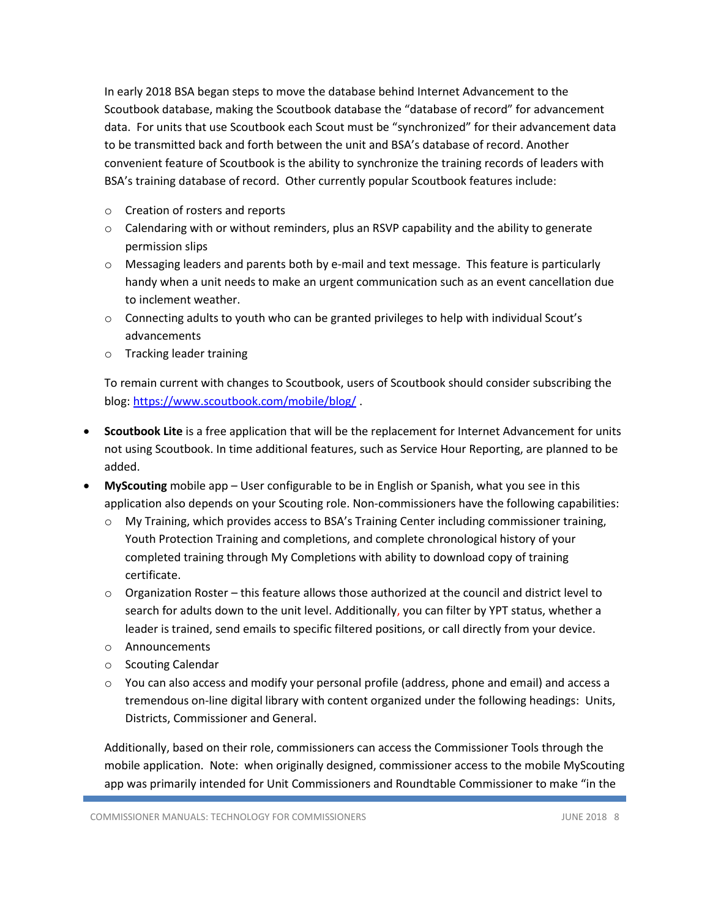In early 2018 BSA began steps to move the database behind Internet Advancement to the Scoutbook database, making the Scoutbook database the "database of record" for advancement data. For units that use Scoutbook each Scout must be "synchronized" for their advancement data to be transmitted back and forth between the unit and BSA's database of record. Another convenient feature of Scoutbook is the ability to synchronize the training records of leaders with BSA's training database of record. Other currently popular Scoutbook features include:

- Creation of rosters and reports
- Calendaring with or without reminders, plus an RSVP capability and the ability to generate permission slips
- Messaging leaders and parents both by e-mail and text message. This feature is particularly handy when a unit needs to make an urgent communication such as an event cancellation due to inclement weather.
- Connecting adults to youth who can be granted privileges to help with individual Scout's advancements
- Tracking leader training

To remain current with changes to Scoutbook, users of Scoutbook should consider subscribing the blog: [https://www.scoutbook.com/mobile/blog/](https://www.scoutbook.com/mobile/blog/) .

- **Scoutbook Lite** is a free application that will be the replacement for Internet Advancement for units not using Scoutbook. In time additional features, such as Service Hour Reporting, are planned to be added.
- **MyScouting** mobile app – User configurable to be in English or Spanish, what you see in this application also depends on your Scouting role. Non-commissioners have the following capabilities:
  - My Training, which provides access to BSA's Training Center including commissioner training, Youth Protection Training and completions, and complete chronological history of your completed training through My Completions with ability to download copy of training certificate.
  - Organization Roster – this feature allows those authorized at the council and district level to search for adults down to the unit level. Additionally, you can filter by YPT status, whether a leader is trained, send emails to specific filtered positions, or call directly from your device.
  - Announcements
  - Scouting Calendar
  - You can also access and modify your personal profile (address, phone and email) and access a tremendous on-line digital library with content organized under the following headings: Units, Districts, Commissioner and General.

Additionally, based on their role, commissioners can access the Commissioner Tools through the mobile application. Note: when originally designed, commissioner access to the mobile MyScouting app was primarily intended for Unit Commissioners and Roundtable Commissioner to make "in the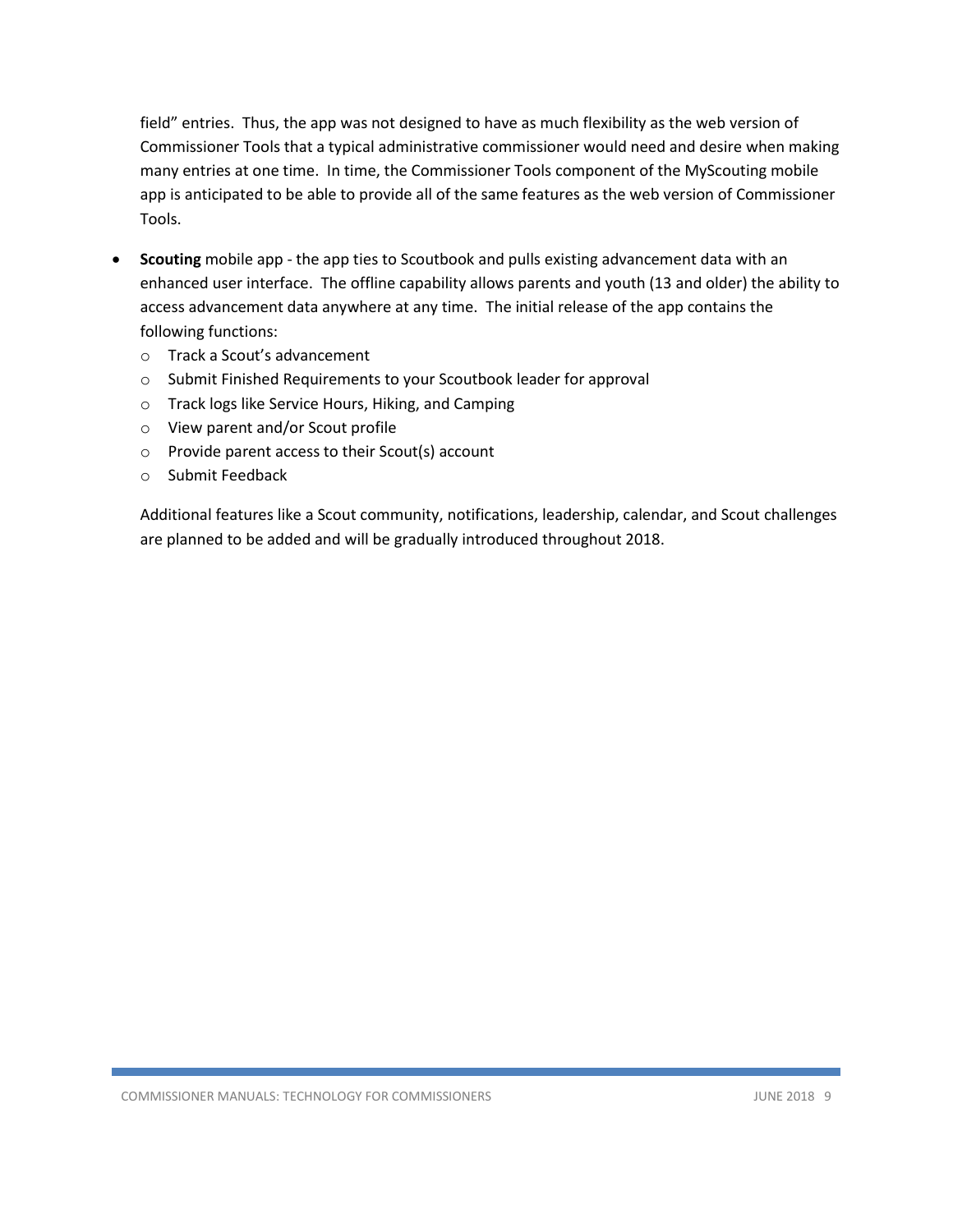field" entries. Thus, the app was not designed to have as much flexibility as the web version of Commissioner Tools that a typical administrative commissioner would need and desire when making many entries at one time. In time, the Commissioner Tools component of the MyScouting mobile app is anticipated to be able to provide all of the same features as the web version of Commissioner Tools.

- **Scouting** mobile app - the app ties to Scoutbook and pulls existing advancement data with an enhanced user interface. The offline capability allows parents and youth (13 and older) the ability to access advancement data anywhere at any time. The initial release of the app contains the following functions:
  - Track a Scout's advancement
  - Submit Finished Requirements to your Scoutbook leader for approval
  - Track logs like Service Hours, Hiking, and Camping
  - View parent and/or Scout profile
  - Provide parent access to their Scout(s) account
  - Submit Feedback

  Additional features like a Scout community, notifications, leadership, calendar, and Scout challenges are planned to be added and will be gradually introduced throughout 2018.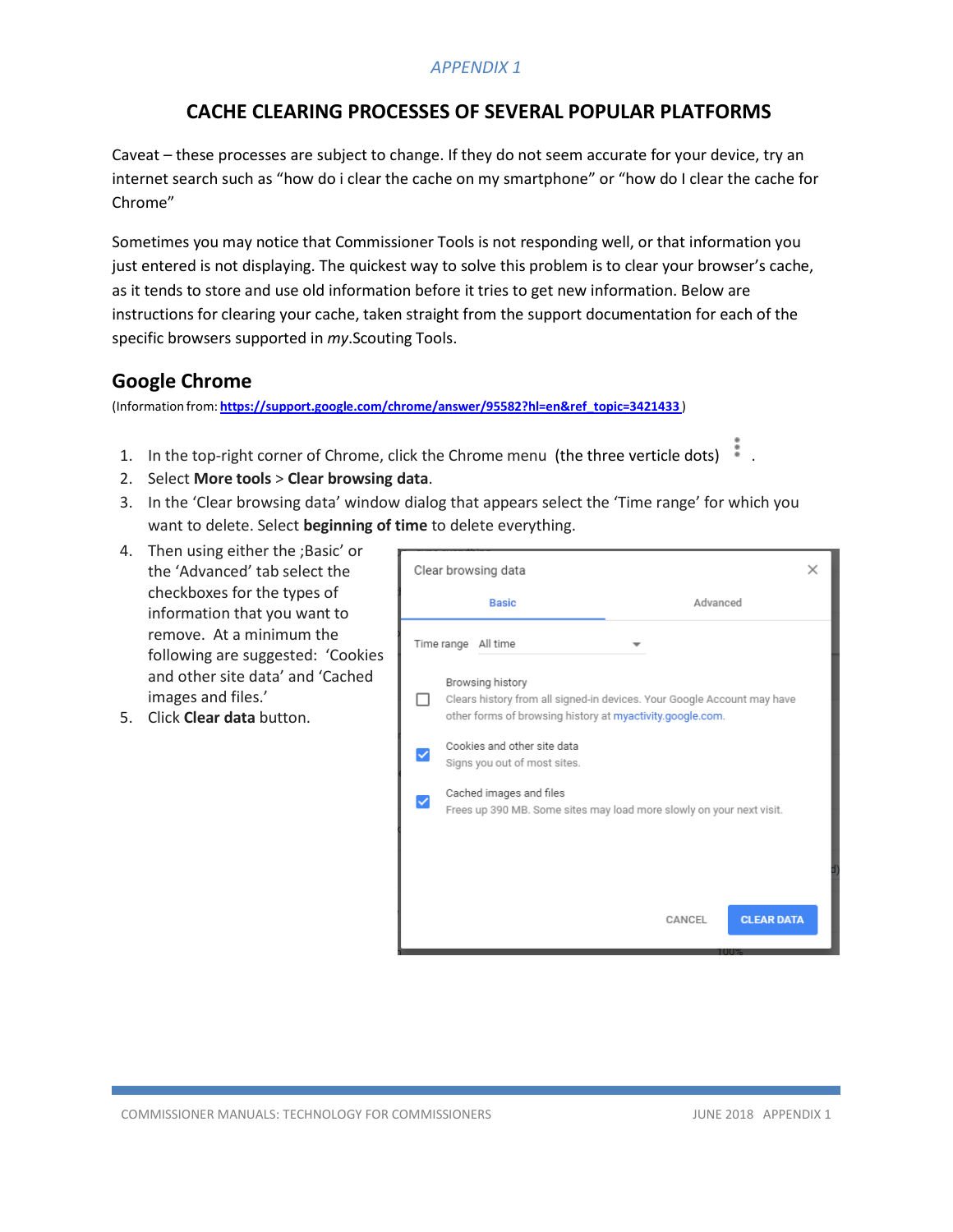*APPENDIX 1*

## CACHE CLEARING PROCESSES OF SEVERAL POPULAR PLATFORMS

Caveat – these processes are subject to change. If they do not seem accurate for your device, try an internet search such as "how do i clear the cache on my smartphone" or "how do I clear the cache for Chrome"

Sometimes you may notice that Commissioner Tools is not responding well, or that information you just entered is not displaying. The quickest way to solve this problem is to clear your browser's cache, as it tends to store and use old information before it tries to get new information. Below are instructions for clearing your cache, taken straight from the support documentation for each of the specific browsers supported in *my*.Scouting Tools.

### Google Chrome

(Information from: **https://support.google.com/chrome/answer/95582?hl=en&ref_topic=3421433**)

1. In the top-right corner of Chrome, click the Chrome menu (the three verticle dots) ⋮ .
2. Select **More tools** > **Clear browsing data**.
3. In the 'Clear browsing data' window dialog that appears select the 'Time range' for which you want to delete. Select **beginning of time** to delete everything.
4. Then using either the ;Basic' or the 'Advanced' tab select the checkboxes for the types of information that you want to remove. At a minimum the following are suggested: 'Cookies and other site data' and 'Cached images and files.'
5. Click **Clear data** button.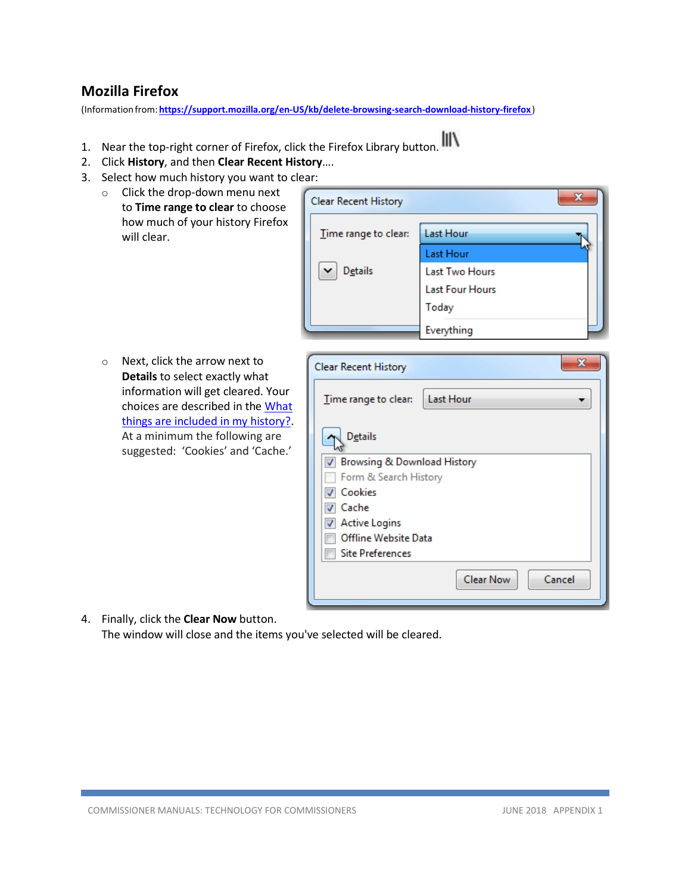## Mozilla Firefox

(Information from: **https://support.mozilla.org/en-US/kb/delete-browsing-search-download-history-firefox**)

1. Near the top-right corner of Firefox, click the Firefox Library button.
2. Click **History**, and then **Clear Recent History**….
3. Select how much history you want to clear:
   - Click the drop-down menu next to **Time range to clear** to choose how much of your history Firefox will clear.
   - Next, click the arrow next to **Details** to select exactly what information will get cleared. Your choices are described in the What things are included in my history?. At a minimum the following are suggested: 'Cookies' and 'Cache.'
4. Finally, click the **Clear Now** button.
   The window will close and the items you've selected will be cleared.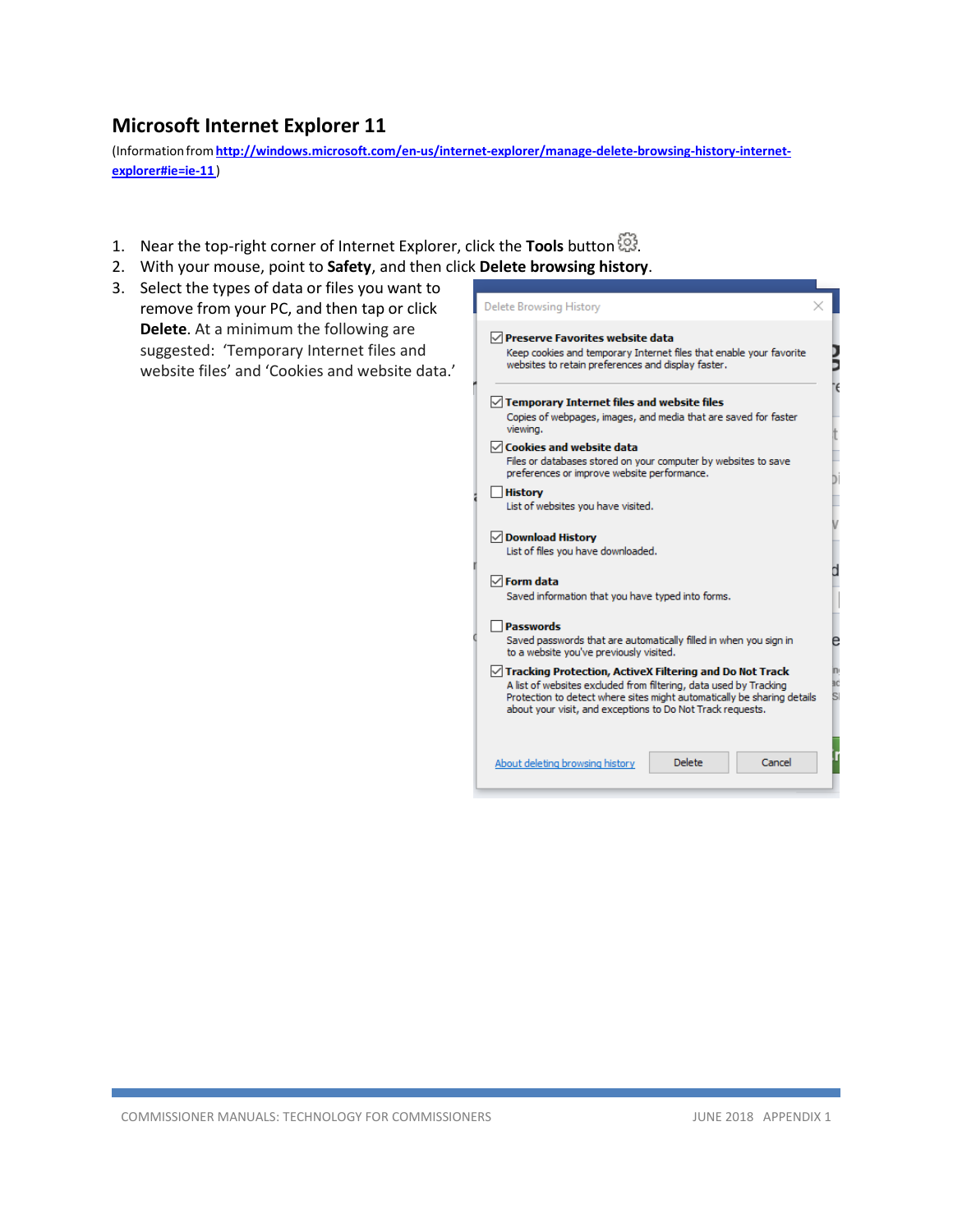## Microsoft Internet Explorer 11

(Information from **http://windows.microsoft.com/en-us/internet-explorer/manage-delete-browsing-history-internet-explorer#ie=ie-11**)

1. Near the top-right corner of Internet Explorer, click the **Tools** button.
2. With your mouse, point to **Safety**, and then click **Delete browsing history**.
3. Select the types of data or files you want to remove from your PC, and then tap or click **Delete**. At a minimum the following are suggested: 'Temporary Internet files and website files' and 'Cookies and website data.'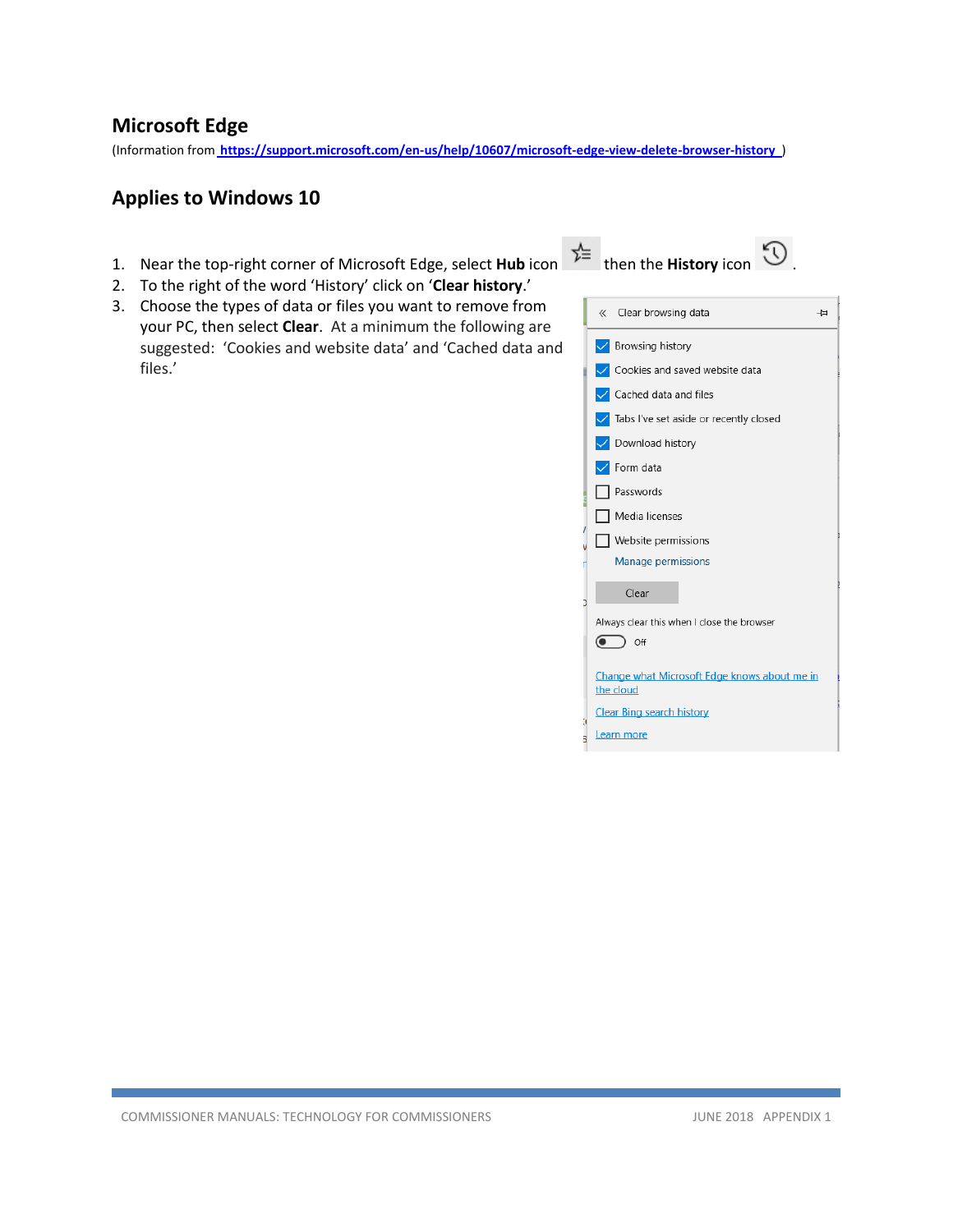## Microsoft Edge

(Information from https://support.microsoft.com/en-us/help/10607/microsoft-edge-view-delete-browser-history )

## Applies to Windows 10

1. Near the top-right corner of Microsoft Edge, select **Hub** icon then the **History** icon.
2. To the right of the word 'History' click on '**Clear history**.'
3. Choose the types of data or files you want to remove from your PC, then select **Clear**. At a minimum the following are suggested: 'Cookies and website data' and 'Cached data and files.'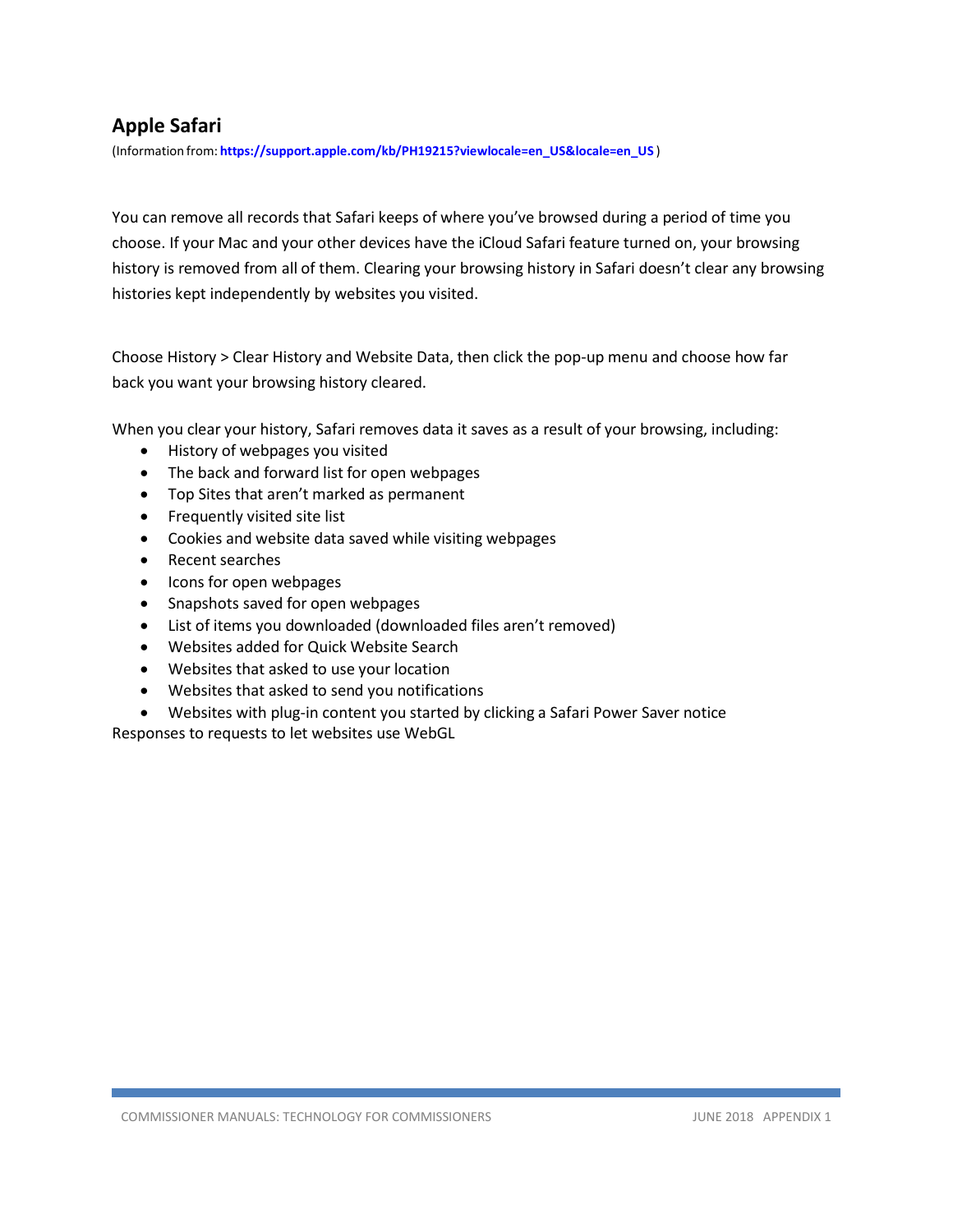## Apple Safari

(Information from: **https://support.apple.com/kb/PH19215?viewlocale=en_US&locale=en_US** )

You can remove all records that Safari keeps of where you've browsed during a period of time you choose. If your Mac and your other devices have the iCloud Safari feature turned on, your browsing history is removed from all of them. Clearing your browsing history in Safari doesn't clear any browsing histories kept independently by websites you visited.

Choose History > Clear History and Website Data, then click the pop-up menu and choose how far back you want your browsing history cleared.

When you clear your history, Safari removes data it saves as a result of your browsing, including:

- History of webpages you visited
- The back and forward list for open webpages
- Top Sites that aren't marked as permanent
- Frequently visited site list
- Cookies and website data saved while visiting webpages
- Recent searches
- Icons for open webpages
- Snapshots saved for open webpages
- List of items you downloaded (downloaded files aren't removed)
- Websites added for Quick Website Search
- Websites that asked to use your location
- Websites that asked to send you notifications
- Websites with plug-in content you started by clicking a Safari Power Saver notice

Responses to requests to let websites use WebGL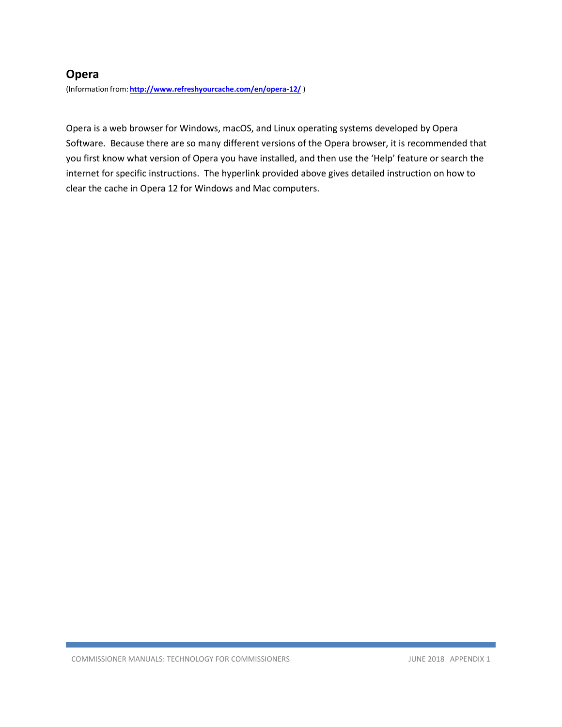## Opera

(Information from: **[http://www.refreshyourcache.com/en/opera-12/](http://www.refreshyourcache.com/en/opera-12/)** )

Opera is a web browser for Windows, macOS, and Linux operating systems developed by Opera Software. Because there are so many different versions of the Opera browser, it is recommended that you first know what version of Opera you have installed, and then use the 'Help' feature or search the internet for specific instructions. The hyperlink provided above gives detailed instruction on how to clear the cache in Opera 12 for Windows and Mac computers.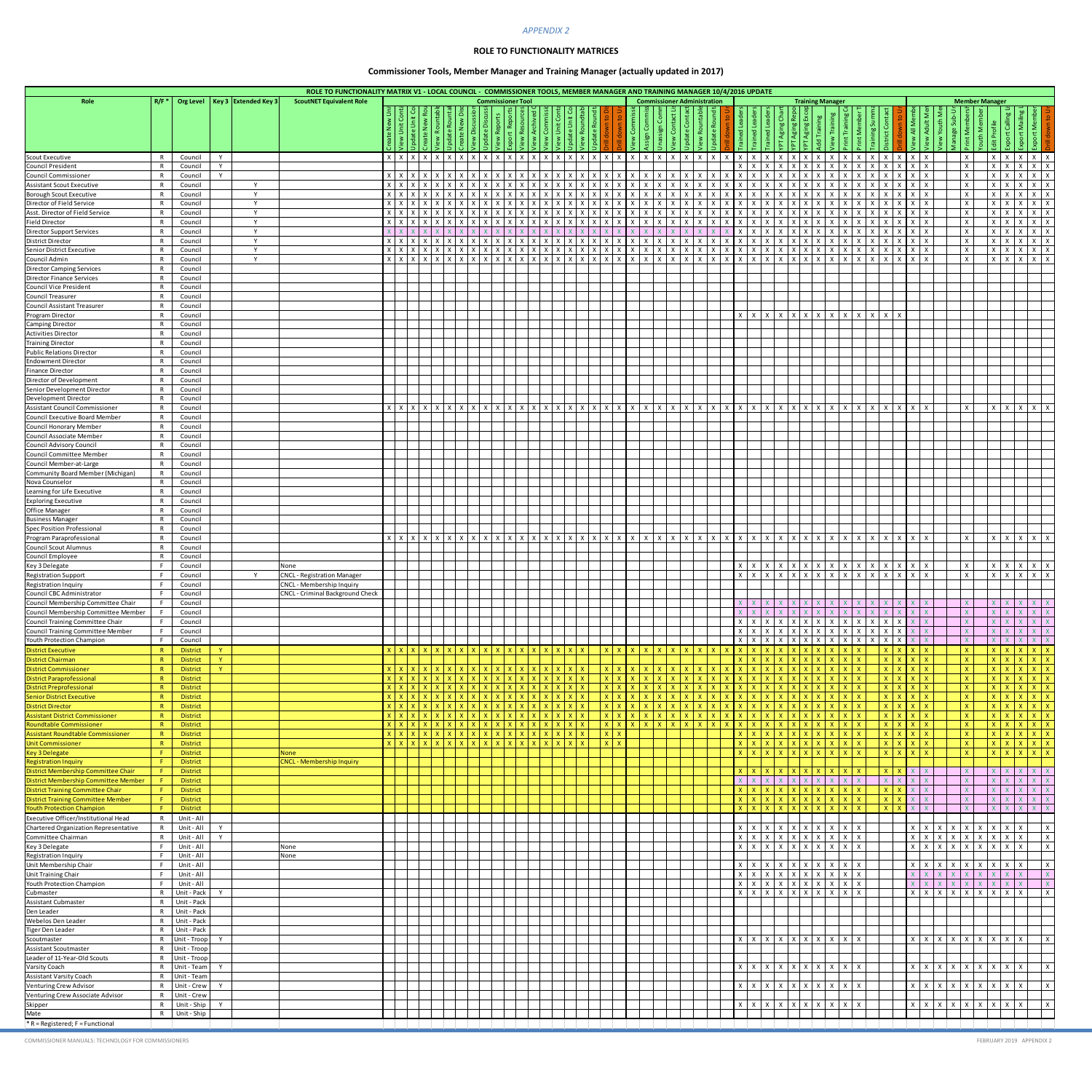*APPENDIX 2*

## ROLE TO FUNCTIONALITY MATRICES

### Commissioner Tools, Member Manager and Training Manager (actually updated in 2017)

**ROLE TO FUNCTIONALITY MATRIX V1 - LOCAL COUNCIL - COMMISSIONER TOOLS, MEMBER MANAGER AND TRAINING MANAGER 10/4/2016 UPDATE**

The column groups are Commissioner Tool (Create New Unit through Drill down to Unit, first occurrence), Commissioner Administration (View Commissioner through Drill down to Unit, second occurrence), Training Manager (Trained Leaders through Drill down to Unit, third occurrence) and Member Manager (View All Members through Drill down to Unit, last occurrence). The column headers are truncated on the page, and some columns in each group could not be read. As a result, the column positions in the table below are approximate.

| Role | R/F* | Org Level | Key 3 | Extended Key 3 | ScoutNET Equivalent Role | Create New Unit | View Unit Contacts | Update Unit Contacts | Create New Roundtable | View Roundtable | Update Roundtable | Create New Discussion | View Discussion | Update Discussion | View Reports | Export Reports | View Resources | View Archived C | View Commissioner | View Unit Contacts | Update Unit Contacts | View Roundtable | Update Roundtable | Drill down to District | Drill down to Unit | View Commissioner | Assign Commissioner | Unassign Commissioner | View Contact List | Update Contact | View Roundtable | Update Roundtable | Drill down to Unit | Trained Leaders | Trained Leaders | Trained Leaders | YPT Aging Chart | YPT Aging Report | YPT Aging Exception | Add Training | View Training | Print Training Certificate | Print Member Training | Training Summary | District Contact | Drill down to Unit | View All Members | View Adult Members | View Youth Members | Manage Sub-Units | Print Membership | Youth Member | Edit Profile | Export Calling List | Export Mailing List | Export Member | Drill down to Unit |
|---|---|---|---|---|---|---|---|---|---|---|---|---|---|---|---|---|---|---|---|---|---|---|---|---|---|---|---|---|---|---|---|---|---|---|---|---|---|---|---|---|---|---|---|---|---|---|---|---|---|---|---|---|---|---|---|---|---|
| Scout Executive | R | Council | Y | | | X | X | X | X | X | X | X | X | X | X | X | X | X | X | X | X | X | X | X | X | X | X | X | X | X | X | X | X | X | X | X | X | X | X | X | X | X | X | X | X | X | X | X | | | X | | X | X | X | X | X |
| Council President | R | Council | Y | | | | | | | | | | | | | | | | | | | | | | | | | | | | | | | X | X | X | X | X | X | X | X | X | X | X | X | X | X | X | | | X | | X | X | X | X | X |
| Council Commissioner | R | Council | Y | | | X | X | X | X | X | X | X | X | X | X | X | X | X | X | X | X | X | X | X | X | X | X | X | X | X | X | X | X | X | X | X | X | X | X | X | X | X | X | X | X | X | X | X | | | X | | X | X | X | X | X |
| Assistant Scout Executive | R | Council | | Y | | X | X | X | X | X | X | X | X | X | X | X | X | X | X | X | X | X | X | X | X | X | X | X | X | X | X | X | X | X | X | X | X | X | X | X | X | X | X | X | X | X | X | X | | | X | | X | X | X | X | X |
| Borough Scout Executive | R | Council | | Y | | X | X | X | X | X | X | X | X | X | X | X | X | X | X | X | X | X | X | X | X | X | X | X | X | X | X | X | X | X | X | X | X | X | X | X | X | X | X | X | X | X | X | X | | | X | | X | X | X | X | X |
| Director of Field Service | R | Council | | Y | | X | X | X | X | X | X | X | X | X | X | X | X | X | X | X | X | X | X | X | X | X | X | X | X | X | X | X | X | X | X | X | X | X | X | X | X | X | X | X | X | X | X | X | | | X | | X | X | X | X | X |
| Asst. Director of Field Service | R | Council | | Y | | X | X | X | X | X | X | X | X | X | X | X | X | X | X | X | X | X | X | X | X | X | X | X | X | X | X | X | X | X | X | X | X | X | X | X | X | X | X | X | X | X | X | X | | | X | | X | X | X | X | X |
| Field Director | R | Council | | Y | | X | X | X | X | X | X | X | X | X | X | X | X | X | X | X | X | X | X | X | X | X | X | X | X | X | X | X | X | X | X | X | X | X | X | X | X | X | X | X | X | X | X | X | | | X | | X | X | X | X | X |
| Director Support Services | R | Council | | Y | | X | X | X | X | X | X | X | X | X | X | X | X | X | X | X | X | X | X | X | X | X | X | X | X | X | X | X | X | X | X | X | X | X | X | X | X | X | X | X | X | X | X | X | | | X | | X | X | X | X | X |
| District Director | R | Council | | Y | | X | X | X | X | X | X | X | X | X | X | X | X | X | X | X | X | X | X | X | X | X | X | X | X | X | X | X | X | X | X | X | X | X | X | X | X | X | X | X | X | X | X | X | | | X | | X | X | X | X | X |
| Senior District Executive | R | Council | | Y | | X | X | X | X | X | X | X | X | X | X | X | X | X | X | X | X | X | X | X | X | X | X | X | X | X | X | X | X | X | X | X | X | X | X | X | X | X | X | X | X | X | X | X | | | X | | X | X | X | X | X |
| Council Admin | R | Council | | Y | | X | X | X | X | X | X | X | X | X | X | X | X | X | X | X | X | X | X | X | X | X | X | X | X | X | X | X | X | X | X | X | X | X | X | X | X | X | X | X | X | X | X | X | | | X | | X | X | X | X | X |
| Director Camping Services | R | Council | | | | | | | | | | | | | | | | | | | | | | | | | | | | | | | | | | | | | | | | | | | | | | | | | | | | | | | |
| Director Finance Services | R | Council | | | | | | | | | | | | | | | | | | | | | | | | | | | | | | | | | | | | | | | | | | | | | | | | | | | | | | | |
| Council Vice President | R | Council | | | | | | | | | | | | | | | | | | | | | | | | | | | | | | | | | | | | | | | | | | | | | | | | | | | | | | | |
| Council Treasurer | R | Council | | | | | | | | | | | | | | | | | | | | | | | | | | | | | | | | | | | | | | | | | | | | | | | | | | | | | | | |
| Council Assistant Treasurer | R | Council | | | | | | | | | | | | | | | | | | | | | | | | | | | | | | | | | | | | | | | | | | | | | | | | | | | | | | | |
| Program Director | R | Council | | | | | | | | | | | | | | | | | | | | | | | | | | | | | | | | X | X | X | X | X | X | X | X | X | X | X | X | X | | | | | | | | | | | |
| Camping Director | R | Council | | | | | | | | | | | | | | | | | | | | | | | | | | | | | | | | | | | | | | | | | | | | | | | | | | | | | | | |
| Activities Director | R | Council | | | | | | | | | | | | | | | | | | | | | | | | | | | | | | | | | | | | | | | | | | | | | | | | | | | | | | | |
| Training Director | R | Council | | | | | | | | | | | | | | | | | | | | | | | | | | | | | | | | | | | | | | | | | | | | | | | | | | | | | | | |
| Public Relations Director | R | Council | | | | | | | | | | | | | | | | | | | | | | | | | | | | | | | | | | | | | | | | | | | | | | | | | | | | | | | |
| Endowment Director | R | Council | | | | | | | | | | | | | | | | | | | | | | | | | | | | | | | | | | | | | | | | | | | | | | | | | | | | | | | |
| Finance Director | R | Council | | | | | | | | | | | | | | | | | | | | | | | | | | | | | | | | | | | | | | | | | | | | | | | | | | | | | | | |
| Director of Development | R | Council | | | | | | | | | | | | | | | | | | | | | | | | | | | | | | | | | | | | | | | | | | | | | | | | | | | | | | | |
| Senior Development Director | R | Council | | | | | | | | | | | | | | | | | | | | | | | | | | | | | | | | | | | | | | | | | | | | | | | | | | | | | | | |
| Development Director | R | Council | | | | | | | | | | | | | | | | | | | | | | | | | | | | | | | | | | | | | | | | | | | | | | | | | | | | | | | |
| Assistant Council Commissioner | R | Council | | | | X | X | X | X | X | X | X | X | X | X | X | X | X | X | X | X | X | X | X | X | X | X | X | X | X | X | X | X | X | X | X | X | X | X | X | X | X | X | X | X | X | X | X | | | X | | X | X | X | X | X |
| Council Executive Board Member | R | Council | | | | | | | | | | | | | | | | | | | | | | | | | | | | | | | | | | | | | | | | | | | | | | | | | | | | | | | |
| Council Honorary Member | R | Council | | | | | | | | | | | | | | | | | | | | | | | | | | | | | | | | | | | | | | | | | | | | | | | | | | | | | | | |
| Council Associate Member | R | Council | | | | | | | | | | | | | | | | | | | | | | | | | | | | | | | | | | | | | | | | | | | | | | | | | | | | | | | |
| Council Advisory Council | R | Council | | | | | | | | | | | | | | | | | | | | | | | | | | | | | | | | | | | | | | | | | | | | | | | | | | | | | | | |
| Council Committee Member | R | Council | | | | | | | | | | | | | | | | | | | | | | | | | | | | | | | | | | | | | | | | | | | | | | | | | | | | | | | |
| Council Member-at-Large | R | Council | | | | | | | | | | | | | | | | | | | | | | | | | | | | | | | | | | | | | | | | | | | | | | | | | | | | | | | |
| Community Board Member (Michigan) | R | Council | | | | | | | | | | | | | | | | | | | | | | | | | | | | | | | | | | | | | | | | | | | | | | | | | | | | | | | |
| Nova Counselor | R | Council | | | | | | | | | | | | | | | | | | | | | | | | | | | | | | | | | | | | | | | | | | | | | | | | | | | | | | | |
| Learning for Life Executive | R | Council | | | | | | | | | | | | | | | | | | | | | | | | | | | | | | | | | | | | | | | | | | | | | | | | | | | | | | | |
| Exploring Executive | R | Council | | | | | | | | | | | | | | | | | | | | | | | | | | | | | | | | | | | | | | | | | | | | | | | | | | | | | | | |
| Office Manager | R | Council | | | | | | | | | | | | | | | | | | | | | | | | | | | | | | | | | | | | | | | | | | | | | | | | | | | | | | | |
| Business Manager | R | Council | | | | | | | | | | | | | | | | | | | | | | | | | | | | | | | | | | | | | | | | | | | | | | | | | | | | | | | |
| Spec Position Professional | R | Council | | | | | | | | | | | | | | | | | | | | | | | | | | | | | | | | | | | | | | | | | | | | | | | | | | | | | | | |
| Program Paraprofessional | R | Council | | | | X | X | X | X | X | X | X | X | X | X | X | X | X | X | X | X | X | X | X | X | X | X | X | X | X | X | X | X | X | X | X | X | X | X | X | X | X | X | X | X | X | X | X | | | X | | X | X | X | X | X |
| Council Scout Alumnus | R | Council | | | | | | | | | | | | | | | | | | | | | | | | | | | | | | | | | | | | | | | | | | | | | | | | | | | | | | | |
| Council Employee | R | Council | | | | | | | | | | | | | | | | | | | | | | | | | | | | | | | | | | | | | | | | | | | | | | | | | | | | | | | |
| Key 3 Delegate | F | Council | | | None | | | | | | | | | | | | | | | | | | | | | | | | | | | | | X | X | X | X | X | X | X | X | X | X | X | X | X | X | X | | | X | | X | X | X | X | X |
| Registration Support | F | Council | | Y | CNCL - Registration Manager | | | | | | | | | | | | | | | | | | | | | | | | | | | | | X | X | X | X | X | X | X | X | X | X | X | X | X | X | X | | | X | | X | X | X | X | X |
| Registration Inquiry | F | Council | | | CNCL - Membership Inquiry | | | | | | | | | | | | | | | | | | | | | | | | | | | | | | | | | | | | | | | | | | | | | | | | | | | | |
| Council CBC Administrator | F | Council | | | CNCL - Criminal Background Check | | | | | | | | | | | | | | | | | | | | | | | | | | | | | | | | | | | | | | | | | | | | | | | | | | | | |
| Council Membership Committee Chair | F | Council | | | | | | | | | | | | | | | | | | | | | | | | | | | | | | | | X | X | X | X | X | X | X | X | X | X | X | X | X | X | X | | | X | | X | X | X | X | X |
| Council Membership Committee Member | F | Council | | | | | | | | | | | | | | | | | | | | | | | | | | | | | | | | X | X | X | X | X | X | X | X | X | X | X | X | X | X | X | | | X | | X | X | X | X | X |
| Council Training Committee Chair | F | Council | | | | | | | | | | | | | | | | | | | | | | | | | | | | | | | | X | X | X | X | X | X | X | X | X | X | X | X | X | X | X | | | X | | X | X | X | X | X |
| Council Training Committee Member | F | Council | | | | | | | | | | | | | | | | | | | | | | | | | | | | | | | | X | X | X | X | X | X | X | X | X | X | X | X | X | X | X | | | X | | X | X | X | X | X |
| Youth Protection Champion | F | Council | | | | | | | | | | | | | | | | | | | | | | | | | | | | | | | | X | X | X | X | X | X | X | X | X | X | X | X | X | X | X | | | X | | X | X | X | X | X |
| District Executive | R | District | Y | | | X | X | X | X | X | X | X | X | X | X | X | X | X | X | X | X | X | | X | X | X | X | X | X | X | X | X | X | X | X | X | X | X | X | X | X | X | X | | X | X | X | X | | | X | | X | X | X | X | X |
| District Chairman | R | District | Y | | | | | | | | | | | | | | | | | | | | | | | | | | | | | | | X | X | X | X | X | X | X | X | X | X | | X | X | X | X | | | X | | X | X | X | X | X |
| District Commissioner | R | District | Y | | | X | X | X | X | X | X | X | X | X | X | X | X | X | X | X | X | X | | X | X | X | X | X | X | X | X | X | X | X | X | X | X | X | X | X | X | X | X | | X | X | X | X | | | X | | X | X | X | X | X |
| District Paraprofessional | R | District | | | | X | X | X | X | X | X | X | X | X | X | X | X | X | X | X | X | X | | X | X | X | X | X | X | X | X | X | X | X | X | X | X | X | X | X | X | X | X | | X | X | X | X | | | X | | X | X | X | X | X |
| District Preprofessional | R | District | | | | X | X | X | X | X | X | X | X | X | X | X | X | X | X | X | X | X | | X | X | X | X | X | X | X | X | X | X | X | X | X | X | X | X | X | X | X | X | | X | X | X | X | | | X | | X | X | X | X | X |
| Senior District Executive | R | District | | | | X | X | X | X | X | X | X | X | X | X | X | X | X | X | X | X | X | | X | X | X | X | X | X | X | X | X | X | X | X | X | X | X | X | X | X | X | X | | X | X | X | X | | | X | | X | X | X | X | X |
| District Director | R | District | | | | X | X | X | X | X | X | X | X | X | X | X | X | X | X | X | X | X | | X | X | X | X | X | X | X | X | X | X | X | X | X | X | X | X | X | X | X | X | | X | X | X | X | | | X | | X | X | X | X | X |
| Assistant District Commissioner | R | District | | | | X | X | X | X | X | X | X | X | X | X | X | X | X | X | X | X | X | | X | X | X | X | X | X | X | X | X | X | X | X | X | X | X | X | X | X | X | X | | X | X | X | X | | | X | | X | X | X | X | X |
| Roundtable Commissioner | R | District | | | | X | X | X | X | X | X | X | X | X | X | X | X | X | X | X | X | X | | X | X | X | X | X | X | X | X | X | X | X | X | X | X | X | X | X | X | X | X | | X | X | X | X | | | X | | X | X | X | X | X |
| Assistant Roundtable Commissioner | R | District | | | | X | X | X | X | X | X | X | X | X | X | X | X | X | X | X | X | X | | X | X | | | | | | | | | X | X | X | X | X | X | X | X | X | X | | X | X | X | X | | | X | | X | X | X | X | X |
| Unit Commissioner | R | District | | | | X | X | X | X | X | X | X | X | X | X | X | X | X | X | X | X | X | | X | X | | | | | | | | | X | X | X | X | X | X | X | X | X | X | | X | X | X | X | | | X | | X | X | X | X | X |
| Key 3 Delegate | F | District | | | None | | | | | | | | | | | | | | | | | | | | | | | | | | | | | X | X | X | X | X | X | X | X | X | X | | X | X | X | X | | | X | | X | X | X | X | X |
| Registration Inquiry | F | District | | | CNCL - Membership Inquiry | | | | | | | | | | | | | | | | | | | | | | | | | | | | | | | | | | | | | | | | | | | | | | | | | | | | |
| District Membership Committee Chair | F | District | | | | | | | | | | | | | | | | | | | | | | | | | | | | | | | | X | X | X | X | X | X | X | X | X | X | | X | X | X | X | | | X | | X | X | X | X | X |
| District Membership Committee Member | F | District | | | | | | | | | | | | | | | | | | | | | | | | | | | | | | | | X | X | X | X | X | X | X | X | X | X | | X | X | X | X | | | X | | X | X | X | X | X |
| District Training Committee Chair | F | District | | | | | | | | | | | | | | | | | | | | | | | | | | | | | | | | X | X | X | X | X | X | X | X | X | X | | X | X | X | X | | | X | | X | X | X | X | X |
| District Training Committee Member | F | District | | | | | | | | | | | | | | | | | | | | | | | | | | | | | | | | X | X | X | X | X | X | X | X | X | X | | X | X | X | X | | | X | | X | X | X | X | X |
| Youth Protection Champion | F | District | | | | | | | | | | | | | | | | | | | | | | | | | | | | | | | | X | X | X | X | X | X | X | X | X | X | | X | X | X | X | | | X | | X | X | X | X | X |
| Executive Officer/Institutional Head | R | Unit - All | | | | | | | | | | | | | | | | | | | | | | | | | | | | | | | | | | | | | | | | | | | | | | | | | | | | | | | |
| Chartered Organization Representative | R | Unit - All | Y | | | | | | | | | | | | | | | | | | | | | | | | | | | | | | | X | X | X | X | X | X | X | X | X | X | | | | X | X | X | X | X | X | X | X | X | | X |
| Committee Chairman | R | Unit - All | Y | | | | | | | | | | | | | | | | | | | | | | | | | | | | | | | X | X | X | X | X | X | X | X | X | X | | | | X | X | X | X | X | X | X | X | X | | X |
| Key 3 Delegate | F | Unit - All | | | None | | | | | | | | | | | | | | | | | | | | | | | | | | | | | X | X | X | X | X | X | X | X | X | X | | | | X | X | X | X | X | X | X | X | X | | X |
| Registration Inquiry | F | Unit - All | | | None | | | | | | | | | | | | | | | | | | | | | | | | | | | | | | | | | | | | | | | | | | | | | | | | | | | |
| Unit Membership Chair | F | Unit - All | | | | | | | | | | | | | | | | | | | | | | | | | | | | | | | | X | X | X | X | X | X | X | X | X | X | | | | X | X | X | X | X | X | X | X | X | | X |
| Unit Training Chair | F | Unit - All | | | | | | | | | | | | | | | | | | | | | | | | | | | | | | | | X | X | X | X | X | X | X | X | X | X | | | | X | X | X | X | X | X | X | X | X | | X |
| Youth Protection Champion | F | Unit - All | | | | | | | | | | | | | | | | | | | | | | | | | | | | | | | | X | X | X | X | X | X | X | X | X | X | | | | X | X | X | X | X | X | X | X | X | | X |
| Cubmaster | R | Unit - Pack | Y | | | | | | | | | | | | | | | | | | | | | | | | | | | | | | | X | X | X | X | X | X | X | X | X | X | | | | X | X | X | X | X | X | X | X | X | | X |
| Assistant Cubmaster | R | Unit - Pack | | | | | | | | | | | | | | | | | | | | | | | | | | | | | | | | | | | | | | | | | | | | | | | | | | | | | | | |
| Den Leader | R | Unit - Pack | | | | | | | | | | | | | | | | | | | | | | | | | | | | | | | | | | | | | | | | | | | | | | | | | | | | | | | |
| Webelos Den Leader | R | Unit - Pack | | | | | | | | | | | | | | | | | | | | | | | | | | | | | | | | | | | | | | | | | | | | | | | | | | | | | | | |
| Tiger Den Leader | R | Unit - Pack | | | | | | | | | | | | | | | | | | | | | | | | | | | | | | | | | | | | | | | | | | | | | | | | | | | | | | | |
| Scoutmaster | R | Unit - Troop | Y | | | | | | | | | | | | | | | | | | | | | | | | | | | | | | | X | X | X | X | X | X | X | X | X | X | | | | X | X | X | X | X | X | X | X | X | | X |
| Assistant Scoutmaster | R | Unit - Troop | | | | | | | | | | | | | | | | | | | | | | | | | | | | | | | | | | | | | | | | | | | | | | | | | | | | | | | |
| Leader of 11-Year-Old Scouts | R | Unit - Troop | | | | | | | | | | | | | | | | | | | | | | | | | | | | | | | | | | | | | | | | | | | | | | | | | | | | | | | |
| Varsity Coach | R | Unit - Team | Y | | | | | | | | | | | | | | | | | | | | | | | | | | | | | | | X | X | X | X | X | X | X | X | X | X | | | | X | X | X | X | X | X | X | X | X | | X |
| Assistant Varsity Coach | R | Unit - Team | | | | | | | | | | | | | | | | | | | | | | | | | | | | | | | | | | | | | | | | | | | | | | | | | | | | | | | |
| Venturing Crew Advisor | R | Unit - Crew | Y | | | | | | | | | | | | | | | | | | | | | | | | | | | | | | | X | X | X | X | X | X | X | X | X | X | | | | X | X | X | X | X | X | X | X | X | | X |
| Venturing Crew Associate Advisor | R | Unit - Crew | | | | | | | | | | | | | | | | | | | | | | | | | | | | | | | | | | | | | | | | | | | | | | | | | | | | | | | |
| Skipper | R | Unit - Ship | Y | | | | | | | | | | | | | | | | | | | | | | | | | | | | | | | X | X | X | X | X | X | X | X | X | X | | | | X | X | X | X | X | X | X | X | X | | X |
| Mate | R | Unit - Ship | | | | | | | | | | | | | | | | | | | | | | | | | | | | | | | | | | | | | | | | | | | | | | | | | | | | | | | |

\* R = Registered; F = Functional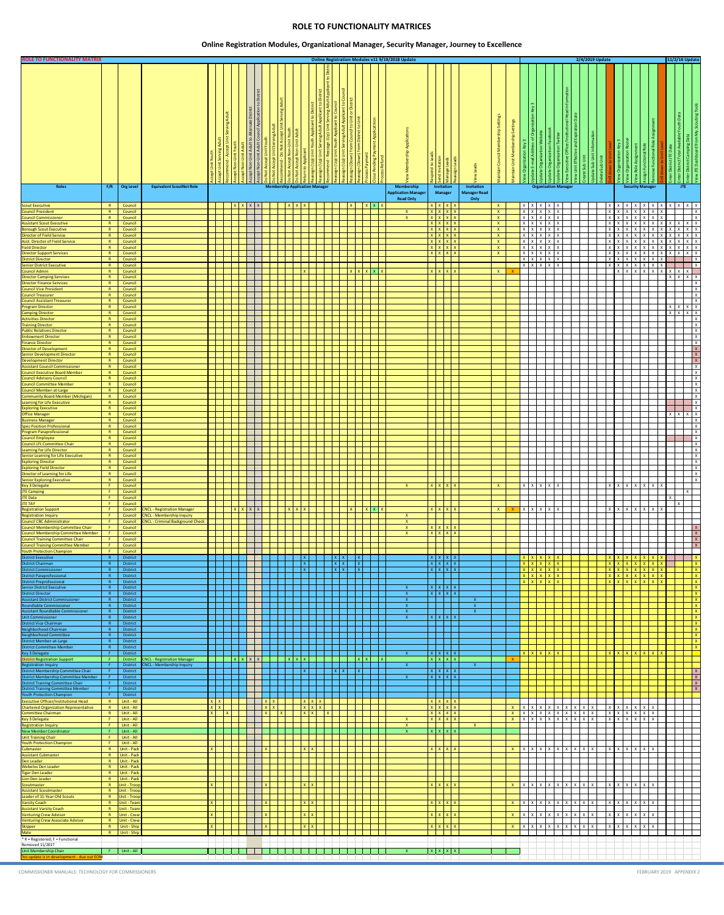# ROLE TO FUNCTIONALITY MATRICES

## Online Registration Modules, Organizational Manager, Security Manager, Journey to Excellence

**ROLE TO FUNCTIONALITY MATRIX** — Online Registration Modules v11 9/19/2018 Update — 2/4/2019 Update — 11/2/16 Update

| Roles | F/R | Org Level | Equivalent ScoutNet Role | Membership Application Manager | | | | | | | | | | | | | | | | | | | | | | | Membership Application Manager Read Only | Invitation Manager | | | | Invitation Manager Read Only | | | Organization Manager | | | | | | | | | | | Security Manager | | | | | | JTE | | | |
|---|---|---|---|---|---|---|---|---|---|---|---|---|---|---|---|---|---|---|---|---|---|---|---|---|---|---|---|---|---|---|---|---|---|---|---|---|---|---|---|---|---|---|---|---|---|---|---|---|---|---|---|---|---|---|---|
| | | | | Accept Unit Youth | Accept Unit Serving Adult | Recommend - Accept Unit Serving Adult | Accept Non-Unit Youth | Accept Non-Unit Adult | Accept Non-Unit Adult to Alternate District | Accept Non-Unit Adult Council Application to District | Do Not Accept Unit Youth | Do Not Accept Unit Serving Adult | Recommend - Do Not Accept Unit Serving Adult | Do Not Accept Non-Unit Youth | Do Not Accept Non-Unit Adult | Return to Applicant | Reassign (Up) Unit Youth Applicant to District | Reassign (Up) Unit Serving Adult Applicant to District | Recommend - Reassign (Up) Unit Serving Adult Applicant to District | Reassign (Up) Unit Youth Applicant to Council | Reassign (Up) Unit Serving Adult Applicant to Council | Reassign (Down) From Council to Unit or District | Reassign (Down) From District to Unit | Process Payment | Close Pending Payment Application | Process Refund | View Membership Applications | Respond to Leads | Send Invitation | Manage Leads | Reassign Leads | View Leads | Maintain Council Membership Settings | Maintain Unit Membership Settings | View Organization Key 3 | Update E-mail Address of Organization Key 3 | Update Organization Website | Update Organization Facebook | Update Organization Twitter | View Executive Officer/Institutional Head Information | View Unit Effective and Expiration Date | Create Sub Unit | Update Sub Unit Information | Delete Sub Unit | Drill down to Unit Level | View Organization Key 3 | View Organization Roster | View Role Assignment | Assign Functional Role | Remove Functional Role Assignment | Drill down to Unit Level | Enter District JTE Data | Enter District Total Available Youth Data | Enter District Camping Data | View JTE Dashboard from My.Scouting Tools |
| Scout Executive | R | Council | | | | | X | X | X | X | | | | X | X | X | | | | | | X | | X | X | X | | X | X | X | X | | X | | X | X | X | X | X | | | | | | X | X | X | X | X | X | X | X | X | X | X |
| Council President | R | Council | | | | | | | | | | | | | | | | | | | | | | | | | X | X | X | X | X | | X | | X | X | X | X | X | | | | | | X | X | X | X | X | X | X | | | | X |
| Council Commissioner | R | Council | | | | | | | | | | | | | | | | | | | | | | | | | X | X | X | X | X | | X | | X | X | X | X | X | | | | | | X | X | X | X | X | X | X | | | | X |
| Assistant Scout Executive | R | Council | | | | | | | | | | | | | | | | | | | | | | | | | | X | X | X | X | | X | | X | X | X | X | X | | | | | | X | X | X | X | X | X | X | X | X | X | X |
| Borough Scout Executive | R | Council | | | | | | | | | | | | | | | | | | | | | | | | | | X | X | X | X | | X | | X | X | X | X | X | | | | | | X | X | X | X | X | X | X | X | X | X | X |
| Director of Field Service | R | Council | | | | | | | | | | | | | | | | | | | | | | | | | | X | X | X | X | | X | | X | X | X | X | X | | | | | | X | X | X | X | X | X | X | X | X | X | X |
| Asst. Director of Field Service | R | Council | | | | | | | | | | | | | | | | | | | | | | | | | | X | X | X | X | | X | | X | X | X | X | X | | | | | | X | X | X | X | X | X | X | X | X | X | X |
| Field Director | R | Council | | | | | | | | | | | | | | | | | | | | | | | | | | X | X | X | X | | X | | X | X | X | X | X | | | | | | X | X | X | X | X | X | X | X | X | X | X |
| Director Support Services | R | Council | | | | | | | | | | | | | | | | | | | | | | | | | | X | X | X | X | | X | | X | X | X | X | X | | | | | | X | X | X | X | X | X | X | X | X | X | X |
| District Director | R | Council | | | | | | | | | | | | | | | | | | | | | | | | | | | | | | | | | X | X | X | X | X | | | | | | X | X | X | X | X | X | X | | | | X |
| Senior District Executive | R | Council | | | | | | | | | | | | | | | | | | | | | | | | | | | | | | | | | X | X | X | X | X | | | | | | X | X | X | X | X | X | X | | | | X |
| Council Admin | R | Council | | | | | | | | | | | | | | | | X | | | | | | X | X | X | X | X | | X | X | X | X | | X | X | | | | | | | | | | | | X | X | X | X | X | X | X | X | X | |
| Director Camping Services | R | Council | | | | | | | | | | | | | | | | | | | | | | | | | | | | | | | | | | | | | | | | | | | | | | | | | | X | X | X | X |
| Director Finance Services | R | Council | | | | | | | | | | | | | | | | | | | | | | | | | | | | | | | | | | | | | | | | | | | | | | | | | | | | | X |
| Council Vice President | R | Council | | | | | | | | | | | | | | | | | | | | | | | | | | | | | | | | | | | | | | | | | | | | | | | | | | | | | X |
| Council Treasurer | R | Council | | | | | | | | | | | | | | | | | | | | | | | | | | | | | | | | | | | | | | | | | | | | | | | | | | | | | X |
| Council Assistant Treasurer | R | Council | | | | | | | | | | | | | | | | | | | | | | | | | | | | | | | | | | | | | | | | | | | | | | | | | | | | | X |
| Program Director | R | Council | | | | | | | | | | | | | | | | | | | | | | | | | | | | | | | | | | | | | | | | | | | | | | | | | | X | X | X | X |
| Camping Director | R | Council | | | | | | | | | | | | | | | | | | | | | | | | | | | | | | | | | | | | | | | | | | | | | | | | | | X | X | X | X |
| Activities Director | R | Council | | | | | | | | | | | | | | | | | | | | | | | | | | | | | | | | | | | | | | | | | | | | | | | | | | | | | X |
| Training Director | R | Council | | | | | | | | | | | | | | | | | | | | | | | | | | | | | | | | | | | | | | | | | | | | | | | | | | | | | X |
| Public Relations Director | R | Council | | | | | | | | | | | | | | | | | | | | | | | | | | | | | | | | | | | | | | | | | | | | | | | | | | | | | X |
| Endowment Director | R | Council | | | | | | | | | | | | | | | | | | | | | | | | | | | | | | | | | | | | | | | | | | | | | | | | | | | | | X |
| Finance Director | R | Council | | | | | | | | | | | | | | | | | | | | | | | | | | | | | | | | | | | | | | | | | | | | | | | | | | | | | X |
| Director of Development | R | Council | | | | | | | | | | | | | | | | | | | | | | | | | | | | | | | | | | | | | | | | | | | | | | | | | | | | | X |
| Senior Development Director | R | Council | | | | | | | | | | | | | | | | | | | | | | | | | | | | | | | | | | | | | | | | | | | | | | | | | | | | | X |
| Development Director | R | Council | | | | | | | | | | | | | | | | | | | | | | | | | | | | | | | | | | | | | | | | | | | | | | | | | | | | | X |
| Assistant Council Commissioner | R | Council | | | | | | | | | | | | | | | | | | | | | | | | | | | | | | | | | | | | | | | | | | | | | | | | | | | | | X |
| Council Executive Board Member | R | Council | | | | | | | | | | | | | | | | | | | | | | | | | | | | | | | | | | | | | | | | | | | | | | | | | | | | | X |
| Council Advisory Council | R | Council | | | | | | | | | | | | | | | | | | | | | | | | | | | | | | | | | | | | | | | | | | | | | | | | | | | | | X |
| Council Committee Member | R | Council | | | | | | | | | | | | | | | | | | | | | | | | | | | | | | | | | | | | | | | | | | | | | | | | | | | | | X |
| Council Member-at-Large | R | Council | | | | | | | | | | | | | | | | | | | | | | | | | | | | | | | | | | | | | | | | | | | | | | | | | | | | | X |
| Community Board Member (Michigan) | R | Council | | | | | | | | | | | | | | | | | | | | | | | | | | | | | | | | | | | | | | | | | | | | | | | | | | | | | X |
| Learning for Life Executive | R | Council | | | | | | | | | | | | | | | | | | | | | | | | | | | | | | | | | | | | | | | | | | | | | | | | | | | | | X |
| Exploring Executive | R | Council | | | | | | | | | | | | | | | | | | | | | | | | | | | | | | | | | | | | | | | | | | | | | | | | | | | | | X |
| Office Manager | R | Council | | | | | | | | | | | | | | | | | | | | | | | | | | | | | | | | | | | | | | | | | | | | | | | | | | X | X | X | X |
| Business Manager | R | Council | | | | | | | | | | | | | | | | | | | | | | | | | | | | | | | | | | | | | | | | | | | | | | | | | | | | | X |
| Spec Position Professional | R | Council | | | | | | | | | | | | | | | | | | | | | | | | | | | | | | | | | | | | | | | | | | | | | | | | | | | | | X |
| Program Paraprofessional | R | Council | | | | | | | | | | | | | | | | | | | | | | | | | | | | | | | | | | | | | | | | | | | | | | | | | | | | | X |
| Council Employee | R | Council | | | | | | | | | | | | | | | | | | | | | | | | | | | | | | | | | | | | | | | | | | | | | | | | | | | | | X |
| Council LFL Committee Chair | R | Council | | | | | | | | | | | | | | | | | | | | | | | | | | | | | | | | | | | | | | | | | | | | | | | | | | | | | X |
| Learning for Life Director | R | Council | | | | | | | | | | | | | | | | | | | | | | | | | | | | | | | | | | | | | | | | | | | | | | | | | | | | | X |
| Senior Learning for Life Executive | R | Council | | | | | | | | | | | | | | | | | | | | | | | | | | | | | | | | | | | | | | | | | | | | | | | | | | | | | X |
| Exploring Director | R | Council | | | | | | | | | | | | | | | | | | | | | | | | | | | | | | | | | | | | | | | | | | | | | | | | | | | | | X |
| Exploring Field Director | R | Council | | | | | | | | | | | | | | | | | | | | | | | | | | | | | | | | | | | | | | | | | | | | | | | | | | | | | X |
| Director of Learning for Life | R | Council | | | | | | | | | | | | | | | | | | | | | | | | | | | | | | | | | | | | | | | | | | | | | | | | | | | | | X |
| Senior Exploring Executive | R | Council | | | | | | | | | | | | | | | | | | | | | | | | | | | | | | | | | | | | | | | | | | | | | | | | | | | | | X |
| Key 3 Delegate | F | Council | | | | | | | | | | | | | | | | | | | | | | | | | X | X | X | X | X | | X | | X | X | X | X | X | | | | | | X | X | X | X | X | X | X | | | | |
| JTE Camping | F | Council | | | | | | | | | | | | | | | | | | | | | | | | | | | | | | | | | | | | | | | | | | | | | | | | | | | | X | |
| JTE Data | F | Council | | | | | | | | | | | | | | | | | | | | | | | | | | | | | | | | | | | | | | | | | | | | | | | | | | X | | | |
| JTE TAY | F | Council | | | | | | | | | | | | | | | | | | | | | | | | | | | | | | | | | | | | | | | | | | | | | | | | | | | X | | |
| Registration Support | F | Council | CNCL - Registration Manager | | | | X | X | X | X | | | | X | X | X | | | | | | X | | X | X | X | | X | X | X | X | | X | X | X | X | X | X | X | | | | | | X | X | X | X | X | X | X | | | | |
| Registration Inquiry | F | Council | CNCL - Membership Inquiry | | | | | | | | | | | | | | | | | | | | | | | | X | | | | | | | | | | | | | | | | | | | | | | | | | | | | |
| Council CBC Administrator | F | Council | CNCL - Criminal Background Check | | | | | | | | | | | | | | | | | | | | | | | | X | | | | | | | | | | | | | | | | | | | | | | | | | | | | |
| Council Membership Committee Chair | F | Council | | | | | | | | | | | | | | | | | | | | | | | | | X | X | X | X | X | | | | | | | | | | | | | | | | | | | | | | | | X |
| Council Membership Committee Member | F | Council | | | | | | | | | | | | | | | | | | | | | | | | | X | X | X | X | X | | | | | | | | | | | | | | | | | | | | | | | | X |
| Council Training Committee Chair | F | Council | | | | | | | | | | | | | | | | | | | | | | | | | | | | | | | | | | | | | | | | | | | | | | | | | | | | | X |
| Council Training Committee Member | F | Council | | | | | | | | | | | | | | | | | | | | | | | | | | | | | | | | | | | | | | | | | | | | | | | | | | | | | X |
| Youth Protection Champion | F | Council | | | | | | | | | | | | | | | | | | | | | | | | | | | | | | | | | | | | | | | | | | | | | | | | | | | | | |
| District Executive | R | District | | | | | | | | | | | | | | X | | | | X | X | | X | | | | | X | X | X | X | | | | X | X | X | X | X | | | | | | X | X | X | X | X | X | X | | | | X |
| District Chairman | R | District | | | | | | | | | | | | | | X | | | | X | X | | X | | | | | X | X | X | X | | | | X | X | X | X | X | | | | | | X | X | X | X | X | X | X | | | | X |
| District Commissioner | R | District | | | | | | | | | | | | | | X | | | | X | X | | X | | | | | X | X | X | X | | | | X | X | X | X | X | | | | | | X | X | X | X | X | X | X | | | | X |
| District Paraprofessional | R | District | | | | | | | | | | | | | | | | | | | | | | | | | | | | | | | | | X | X | X | X | X | | | | | | X | X | X | X | X | X | X | | | | X |
| District Preprofessional | R | District | | | | | | | | | | | | | | | | | | | | | | | | | | | | | | | | | X | X | X | X | X | | | | | | X | X | X | X | X | X | X | | | | X |
| Senior District Executive | R | District | | | | | | | | | | | | | | | | | | | | | | | | | X | X | X | X | X | | | | | | | | | | | | | | | | | | | | | | | | X |
| District Director | R | District | | | | | | | | | | | | | | | | | | | | | | | | | X | X | X | X | X | | | | | | | | | | | | | | | | | | | | | | | | X |
| Assistant District Commissioner | R | District | | | | | | | | | | | | | | | | | | | | | | | | | X | | | | | X | | | | | | | | | | | | | | | | | | | | | | | X |
| Roundtable Commissioner | R | District | | | | | | | | | | | | | | | | | | | | | | | | | X | | | | | X | | | | | | | | | | | | | | | | | | | | | | | X |
| Assistant Roundtable Commissioner | R | District | | | | | | | | | | | | | | | | | | | | | | | | | X | | | | | X | | | | | | | | | | | | | | | | | | | | | | | X |
| Unit Commissioner | R | District | | | | | | | | | | | | | | | | | | | | | | | | | X | X | X | X | X | | | | | | | | | | | | | | | | | | | | | | | | X |
| District Vice Chairman | R | District | | | | | | | | | | | | | | | | | | | | | | | | | | | | | | | | | | | | | | | | | | | | | | | | | | | | | X |
| Neighborhood Chairman | R | District | | | | | | | | | | | | | | | | | | | | | | | | | | | | | | | | | | | | | | | | | | | | | | | | | | | | | X |
| Neighborhood Committee | R | District | | | | | | | | | | | | | | | | | | | | | | | | | | | | | | | | | | | | | | | | | | | | | | | | | | | | | X |
| District Member-at-Large | R | District | | | | | | | | | | | | | | | | | | | | | | | | | | | | | | | | | | | | | | | | | | | | | | | | | | | | | X |
| District Committee Member | R | District | | | | | | | | | | | | | | | | | | | | | | | | | | | | | | | | | | | | | | | | | | | | | | | | | | | | | X |
| Key 3 Delegate | F | District | | | | | | | | | | | | | | | | | | | | | | | | | X | X | X | X | X | | | | X | X | X | X | X | | | | | | X | X | X | X | X | X | X | | | | |
| District Registration Support | F | District | CNCL - Registration Manager | | | | X | X | X | X | | | | X | X | X | | | | | | | X | X | | X | | X | X | X | X | | | X | | | | | | | | | | | | | | | | | | | | | |
| Registration Inquiry | F | District | CNCL - Membership Inquiry | | | | | | | | | | | | | | | | | | | | | | | | X | | | | | X | | | | | | | | | | | | | | | | | | | | | | | |
| District Membership Committee Chair | F | District | | | | | | | | | | | | | | X | | | | X | X | | X | | | | | X | X | X | X | | | | | | | | | | | | | | | | | | | | | | | | X |
| District Membership Committee Member | F | District | | | | | | | | | | | | | | | | | | | | | | | | | X | X | X | X | X | | | | | | | | | | | | | | | | | | | | | | | | X |
| District Training Committee Chair | F | District | | | | | | | | | | | | | | | | | | | | | | | | | | | | | | | | | | | | | | | | | | | | | | | | | | | | | X |
| District Training Committee Member | F | District | | | | | | | | | | | | | | | | | | | | | | | | | | | | | | | | | | | | | | | | | | | | | | | | | | | | | X |
| Youth Protection Champion | F | District | | | | | | | | | | | | | | | | | | | | | | | | | | | | | | | | | | | | | | | | | | | | | | | | | | | | | |
| Executive Officer/Institutional Head | R | Unit - All | | X | X | | | | | | X | X | | | | X | X | X | | | | | | | | | | X | X | X | X | | | | | | | | | | | | | | | | | | | | | | | | |
| Chartered Organization Representative | R | Unit - All | | X | X | | | | | | X | X | | | | X | X | X | | | | | | | | | | X | X | X | X | | | X | X | X | X | X | X | X | X | X | X | X | | X | X | X | X | X | X | | | | |
| Committee Chairman | R | Unit - All | | X | | X | | | | | X | | X | | | X | X | | X | | | | | | | | | X | X | X | X | | | X | X | X | X | X | X | X | X | X | X | X | | X | X | X | X | X | X | | | | |
| Key 3 Delegate | F | Unit - All | | | | | | | | | | | | | | | | | | | | | | | | | X | X | X | X | X | | | X | X | X | X | X | X | X | X | X | X | X | | X | X | X | X | X | X | | | | |
| Registration Inquiry | F | Unit - All | | | | | | | | | | | | | | | | | | | | | | | | | X | | | | | X | | | | | | | | | | | | | | | | | | | | | | | |
| New Member Coordinator | F | Unit - All | | | | | | | | | | | | | | | | | | | | | | | | | X | X | X | X | X | | | | | | | | | | | | | | | | | | | | | | | | |
| Unit Training Chair | F | Unit - All | | | | | | | | | | | | | | | | | | | | | | | | | | | | | | | | | | | | | | | | | | | | | | | | | | | | | |
| Youth Protection Champion | F | Unit - All | | | | | | | | | | | | | | | | | | | | | | | | | | | | | | | | | | | | | | | | | | | | | | | | | | | | | |
| Cubmaster | R | Unit - Pack | | X | | | | | | | X | | | | | X | X | | | | | | | | | | | X | X | X | X | | | X | X | X | X | X | X | X | X | X | X | X | | X | X | X | X | X | X | | | | |
| Assistant Cubmaster | R | Unit - Pack | | | | | | | | | | | | | | | | | | | | | | | | | | | | | | | | | | | | | | | | | | | | | | | | | | | | | |
| Den Leader | R | Unit - Pack | | | | | | | | | | | | | | | | | | | | | | | | | | | | | | | | | | | | | | | | | | | | | | | | | | | | | |
| Webelos Den Leader | R | Unit - Pack | | | | | | | | | | | | | | | | | | | | | | | | | | | | | | | | | | | | | | | | | | | | | | | | | | | | | |
| Tiger Den Leader | R | Unit - Pack | | | | | | | | | | | | | | | | | | | | | | | | | | | | | | | | | | | | | | | | | | | | | | | | | | | | | |
| Lion Den Leader | R | Unit - Pack | | | | | | | | | | | | | | | | | | | | | | | | | | | | | | | | | | | | | | | | | | | | | | | | | | | | | |
| Scoutmaster | R | Unit - Troop | | X | | | | | | | X | | | | | X | X | | | | | | | | | | | X | X | X | X | | | X | X | X | X | X | X | X | X | X | X | X | | X | X | X | X | X | X | | | | |
| Assistant Scoutmaster | R | Unit - Troop | | | | | | | | | | | | | | | | | | | | | | | | | | | | | | | | | | | | | | | | | | | | | | | | | | | | | |
| Leader of 11-Year-Old Scouts | R | Unit - Troop | | | | | | | | | | | | | | | | | | | | | | | | | | | | | | | | | | | | | | | | | | | | | | | | | | | | | |
| Varsity Coach | R | Unit - Team | | X | | | | | | | X | | | | | X | X | | | | | | | | | | | X | X | X | X | | | X | X | X | X | X | X | X | X | X | X | X | | X | X | X | X | X | X | | | | |
| Assistant Varsity Coach | R | Unit - Team | | | | | | | | | | | | | | | | | | | | | | | | | | | | | | | | | | | | | | | | | | | | | | | | | | | | | |
| Venturing Crew Advisor | R | Unit - Crew | | X | | | | | | | X | | | | | X | X | | | | | | | | | | | X | X | X | X | | | X | X | X | X | X | X | X | X | X | X | X | | X | X | X | X | X | X | | | | |
| Venturing Crew Associate Advisor | R | Unit - Crew | | | | | | | | | | | | | | | | | | | | | | | | | | | | | | | | | | | | | | | | | | | | | | | | | | | | | |
| Skipper | R | Unit - Ship | | X | | | | | | | X | | | | | X | X | | | | | | | | | | | X | X | X | X | | | X | X | X | X | X | X | X | X | X | X | X | | X | X | X | X | X | X | | | | |
| Mate | R | Unit - Ship | | | | | | | | | | | | | | | | | | | | | | | | | | | | | | | | | | | | | | | | | | | | | | | | | | | | | |
| Unit Membership Chair | F | Unit - All | | | | | | | | | | | | | | | | | | | | | | | | | X | X | X | X | X | | | | | | | | | | | | | | | | | | | | | | | | |

* R = Registered; F = Functional

Removed 11/2017

This update is in development - due out EOM